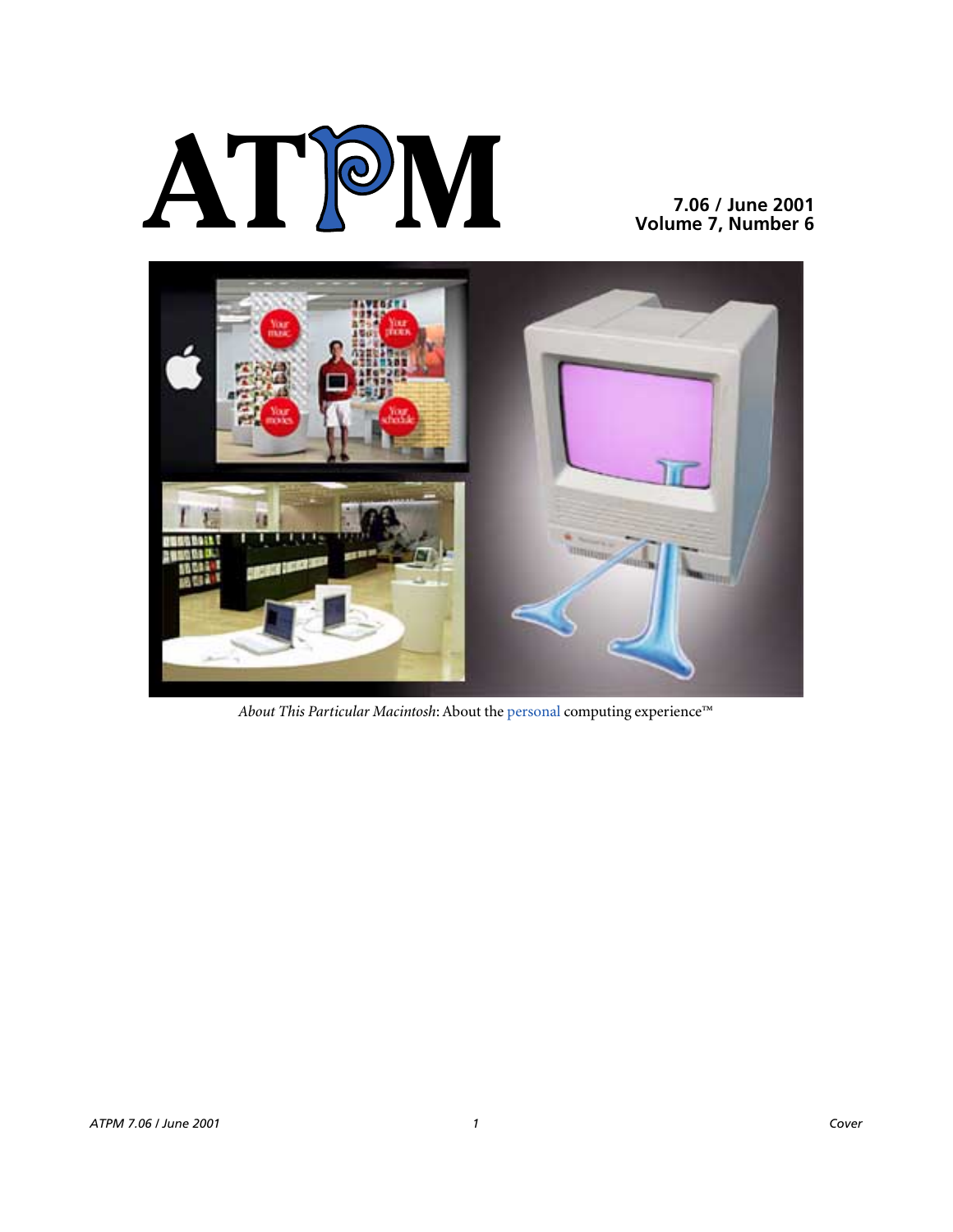# ATPM

**7.06 / June 2001**
**Volume 7, Number 6**

*About This Particular Macintosh*: About the personal computing experience™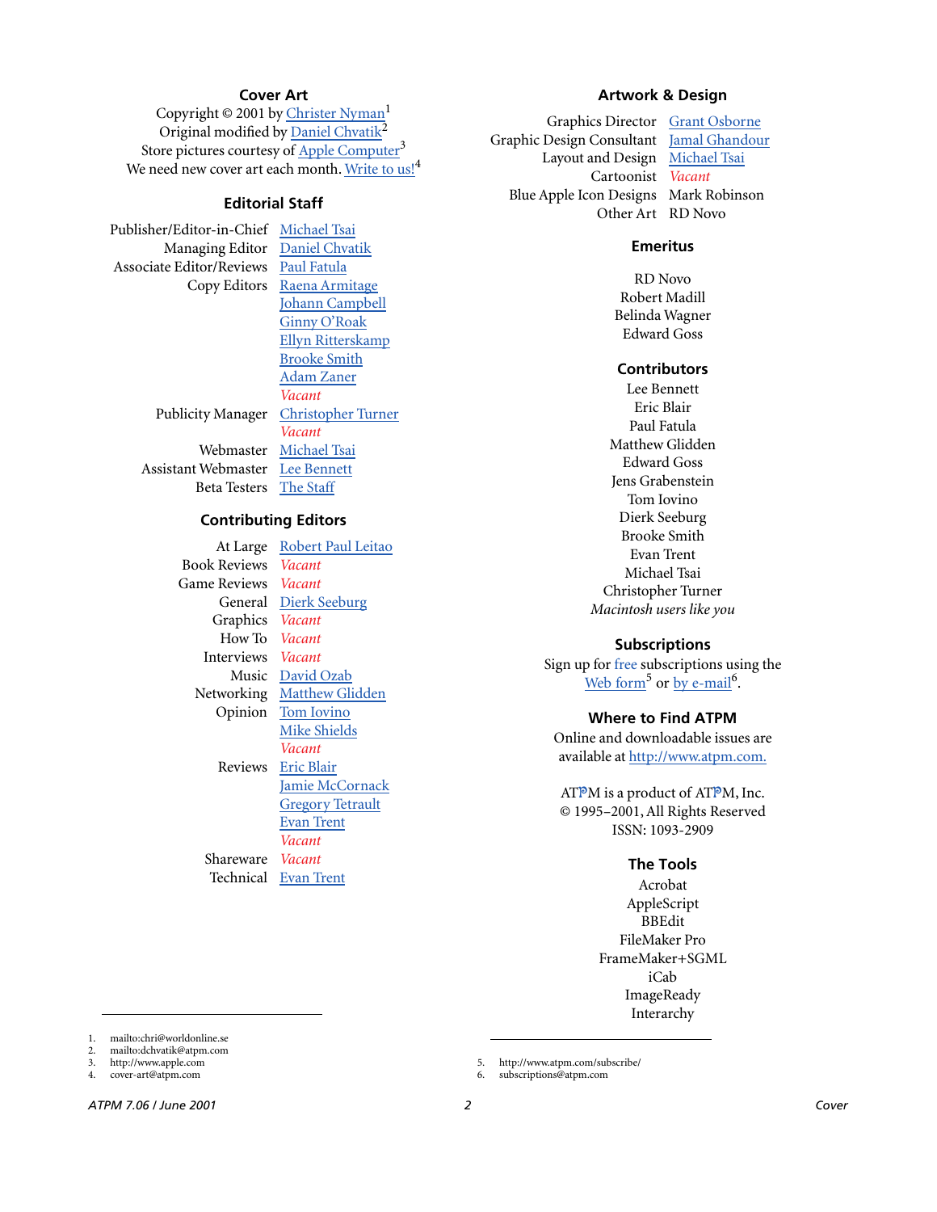## Cover Art

Copyright © 2001 by Christer Nyman[1]
Original modified by Daniel Chvatik[2]
Store pictures courtesy of Apple Computer[3]
We need new cover art each month. Write to us![4]

## Editorial Staff

| | |
|---|---|
| Publisher/Editor-in-Chief | Michael Tsai |
| Managing Editor | Daniel Chvatik |
| Associate Editor/Reviews | Paul Fatula |
| Copy Editors | Raena Armitage |
| | Johann Campbell |
| | Ginny O'Roak |
| | Ellyn Ritterskamp |
| | Brooke Smith |
| | Adam Zaner |
| | *Vacant* |
| Publicity Manager | Christopher Turner |
| | *Vacant* |
| Webmaster | Michael Tsai |
| Assistant Webmaster | Lee Bennett |
| Beta Testers | The Staff |

## Contributing Editors

| | |
|---|---|
| At Large | Robert Paul Leitao |
| Book Reviews | *Vacant* |
| Game Reviews | *Vacant* |
| General | Dierk Seeburg |
| Graphics | *Vacant* |
| How To | *Vacant* |
| Interviews | *Vacant* |
| Music | David Ozab |
| Networking | Matthew Glidden |
| Opinion | Tom Iovino |
| | Mike Shields |
| | *Vacant* |
| Reviews | Eric Blair |
| | Jamie McCornack |
| | Gregory Tetrault |
| | Evan Trent |
| | *Vacant* |
| Shareware | *Vacant* |
| Technical | Evan Trent |

1. mailto:chri@worldonline.se
2. mailto:dchvatik@atpm.com
3. http://www.apple.com
4. cover-art@atpm.com

## Artwork & Design

| | |
|---|---|
| Graphics Director | Grant Osborne |
| Graphic Design Consultant | Jamal Ghandour |
| Layout and Design | Michael Tsai |
| Cartoonist | *Vacant* |
| Blue Apple Icon Designs | Mark Robinson |
| Other Art | RD Novo |

## Emeritus

RD Novo
Robert Madill
Belinda Wagner
Edward Goss

## Contributors

Lee Bennett
Eric Blair
Paul Fatula
Matthew Glidden
Edward Goss
Jens Grabenstein
Tom Iovino
Dierk Seeburg
Brooke Smith
Evan Trent
Michael Tsai
Christopher Turner
*Macintosh users like you*

## Subscriptions

Sign up for free subscriptions using the Web form[5] or by e-mail[6].

## Where to Find ATPM

Online and downloadable issues are available at http://www.atpm.com.

ATPM is a product of ATPM, Inc.
© 1995–2001, All Rights Reserved
ISSN: 1093-2909

## The Tools

Acrobat
AppleScript
BBEdit
FileMaker Pro
FrameMaker+SGML
iCab
ImageReady
Interarchy

5. http://www.atpm.com/subscribe/
6. subscriptions@atpm.com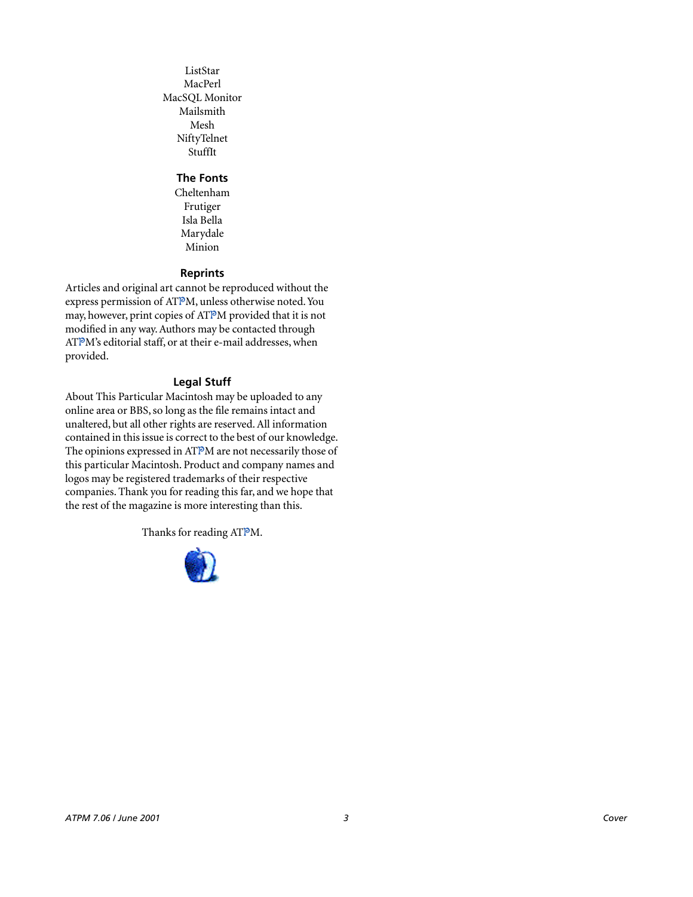ListStar
MacPerl
MacSQL Monitor
Mailsmith
Mesh
NiftyTelnet
StuffIt

### The Fonts

Cheltenham
Frutiger
Isla Bella
Marydale
Minion

### Reprints

Articles and original art cannot be reproduced without the express permission of ATPM, unless otherwise noted. You may, however, print copies of ATPM provided that it is not modified in any way. Authors may be contacted through ATPM's editorial staff, or at their e-mail addresses, when provided.

### Legal Stuff

About This Particular Macintosh may be uploaded to any online area or BBS, so long as the file remains intact and unaltered, but all other rights are reserved. All information contained in this issue is correct to the best of our knowledge. The opinions expressed in ATPM are not necessarily those of this particular Macintosh. Product and company names and logos may be registered trademarks of their respective companies. Thank you for reading this far, and we hope that the rest of the magazine is more interesting than this.

Thanks for reading ATPM.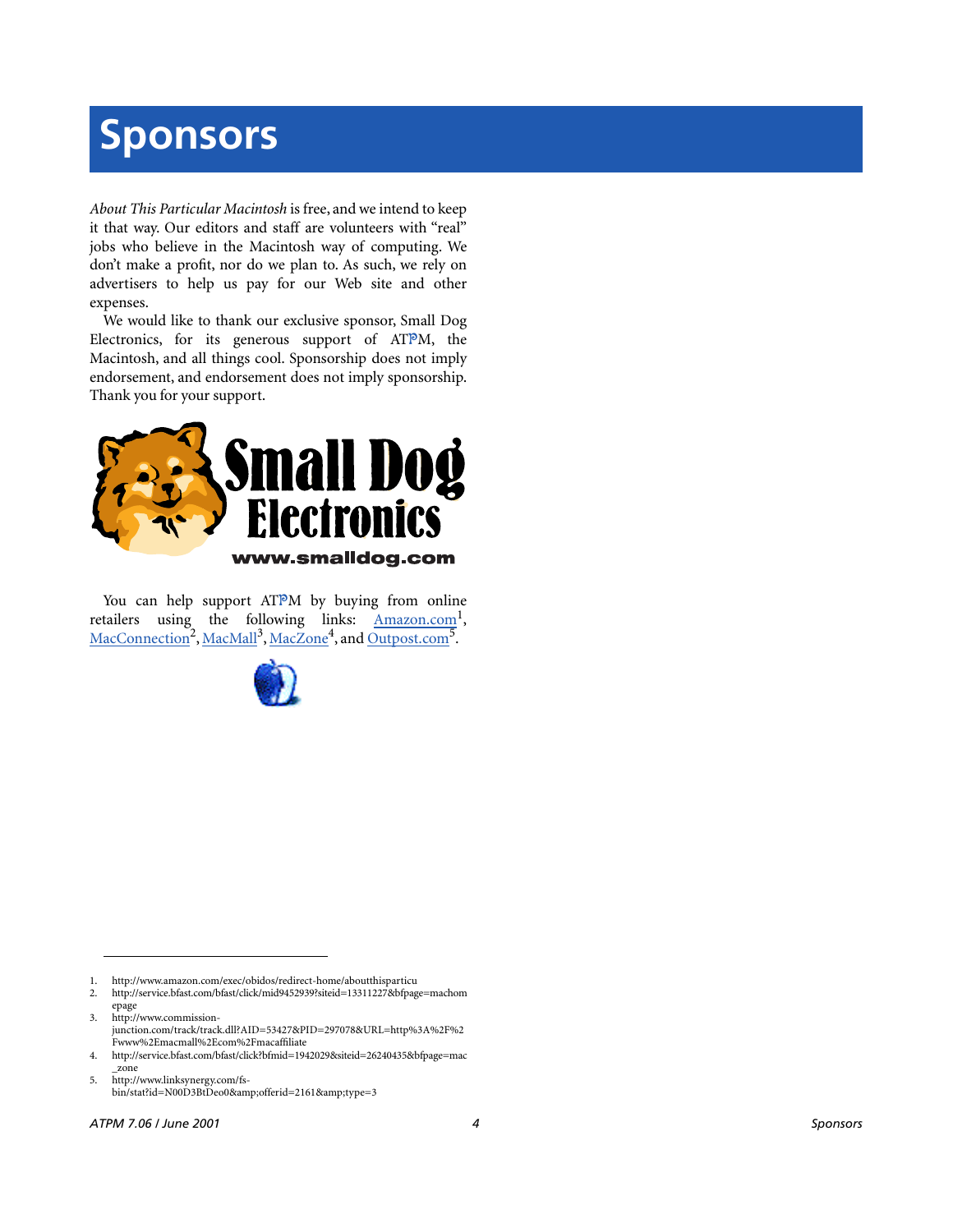# Sponsors

*About This Particular Macintosh* is free, and we intend to keep it that way. Our editors and staff are volunteers with "real" jobs who believe in the Macintosh way of computing. We don't make a profit, nor do we plan to. As such, we rely on advertisers to help us pay for our Web site and other expenses.

We would like to thank our exclusive sponsor, Small Dog Electronics, for its generous support of ATPM, the Macintosh, and all things cool. Sponsorship does not imply endorsement, and endorsement does not imply sponsorship. Thank you for your support.

You can help support ATPM by buying from online retailers using the following links: Amazon.com[1], MacConnection[2], MacMall[3], MacZone[4], and Outpost.com[5].

1. http://www.amazon.com/exec/obidos/redirect-home/aboutthisparticu
2. http://service.bfast.com/bfast/click/mid9452939?siteid=13311227&bfpage=machomepage
3. http://www.commission-junction.com/track/track.dll?AID=53427&PID=297078&URL=http%3A%2F%2Fwww%2Emacmall%2Ecom%2Fmacaffiliate
4. http://service.bfast.com/bfast/click?bfmid=1942029&siteid=26240435&bfpage=mac_zone
5. http://www.linksynergy.com/fs-bin/stat?id=N00D3BtDeo0&amp;offerid=2161&amp;type=3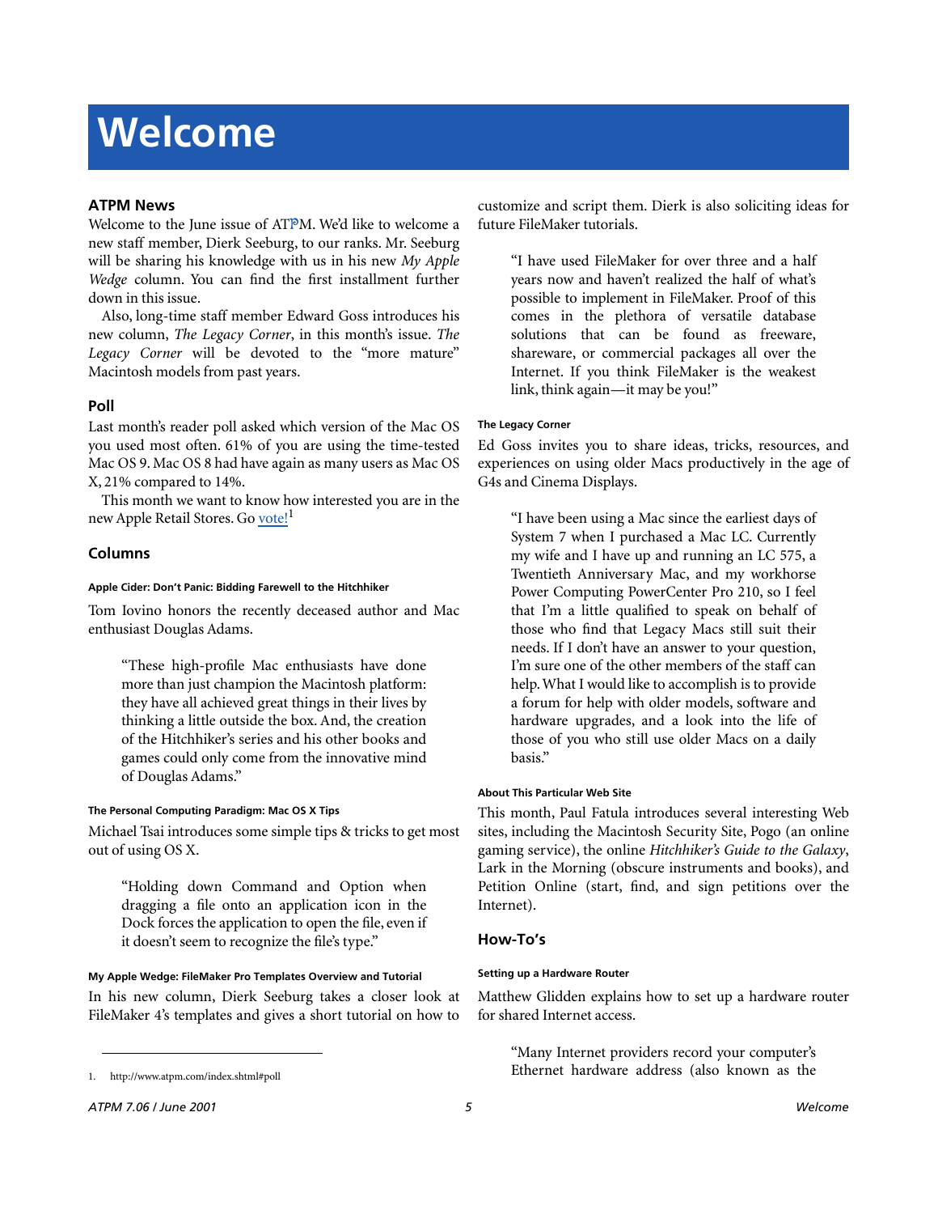# Welcome

## ATPM News

Welcome to the June issue of ATPM. We'd like to welcome a new staff member, Dierk Seeburg, to our ranks. Mr. Seeburg will be sharing his knowledge with us in his new *My Apple Wedge* column. You can find the first installment further down in this issue.

Also, long-time staff member Edward Goss introduces his new column, *The Legacy Corner*, in this month's issue. *The Legacy Corner* will be devoted to the "more mature" Macintosh models from past years.

## Poll

Last month's reader poll asked which version of the Mac OS you used most often. 61% of you are using the time-tested Mac OS 9. Mac OS 8 had have again as many users as Mac OS X, 21% compared to 14%.

This month we want to know how interested you are in the new Apple Retail Stores. Go vote![1]

## Columns

#### Apple Cider: Don't Panic: Bidding Farewell to the Hitchhiker

Tom Iovino honors the recently deceased author and Mac enthusiast Douglas Adams.

> "These high-profile Mac enthusiasts have done more than just champion the Macintosh platform: they have all achieved great things in their lives by thinking a little outside the box. And, the creation of the Hitchhiker's series and his other books and games could only come from the innovative mind of Douglas Adams."

#### The Personal Computing Paradigm: Mac OS X Tips

Michael Tsai introduces some simple tips & tricks to get most out of using OS X.

> "Holding down Command and Option when dragging a file onto an application icon in the Dock forces the application to open the file, even if it doesn't seem to recognize the file's type."

#### My Apple Wedge: FileMaker Pro Templates Overview and Tutorial

In his new column, Dierk Seeburg takes a closer look at FileMaker 4's templates and gives a short tutorial on how to customize and script them. Dierk is also soliciting ideas for future FileMaker tutorials.

> "I have used FileMaker for over three and a half years now and haven't realized the half of what's possible to implement in FileMaker. Proof of this comes in the plethora of versatile database solutions that can be found as freeware, shareware, or commercial packages all over the Internet. If you think FileMaker is the weakest link, think again—it may be you!"

#### The Legacy Corner

Ed Goss invites you to share ideas, tricks, resources, and experiences on using older Macs productively in the age of G4s and Cinema Displays.

> "I have been using a Mac since the earliest days of System 7 when I purchased a Mac LC. Currently my wife and I have up and running an LC 575, a Twentieth Anniversary Mac, and my workhorse Power Computing PowerCenter Pro 210, so I feel that I'm a little qualified to speak on behalf of those who find that Legacy Macs still suit their needs. If I don't have an answer to your question, I'm sure one of the other members of the staff can help. What I would like to accomplish is to provide a forum for help with older models, software and hardware upgrades, and a look into the life of those of you who still use older Macs on a daily basis."

#### About This Particular Web Site

This month, Paul Fatula introduces several interesting Web sites, including the Macintosh Security Site, Pogo (an online gaming service), the online *Hitchhiker's Guide to the Galaxy*, Lark in the Morning (obscure instruments and books), and Petition Online (start, find, and sign petitions over the Internet).

## How-To's

#### Setting up a Hardware Router

Matthew Glidden explains how to set up a hardware router for shared Internet access.

> "Many Internet providers record your computer's Ethernet hardware address (also known as the

1. http://www.atpm.com/index.shtml#poll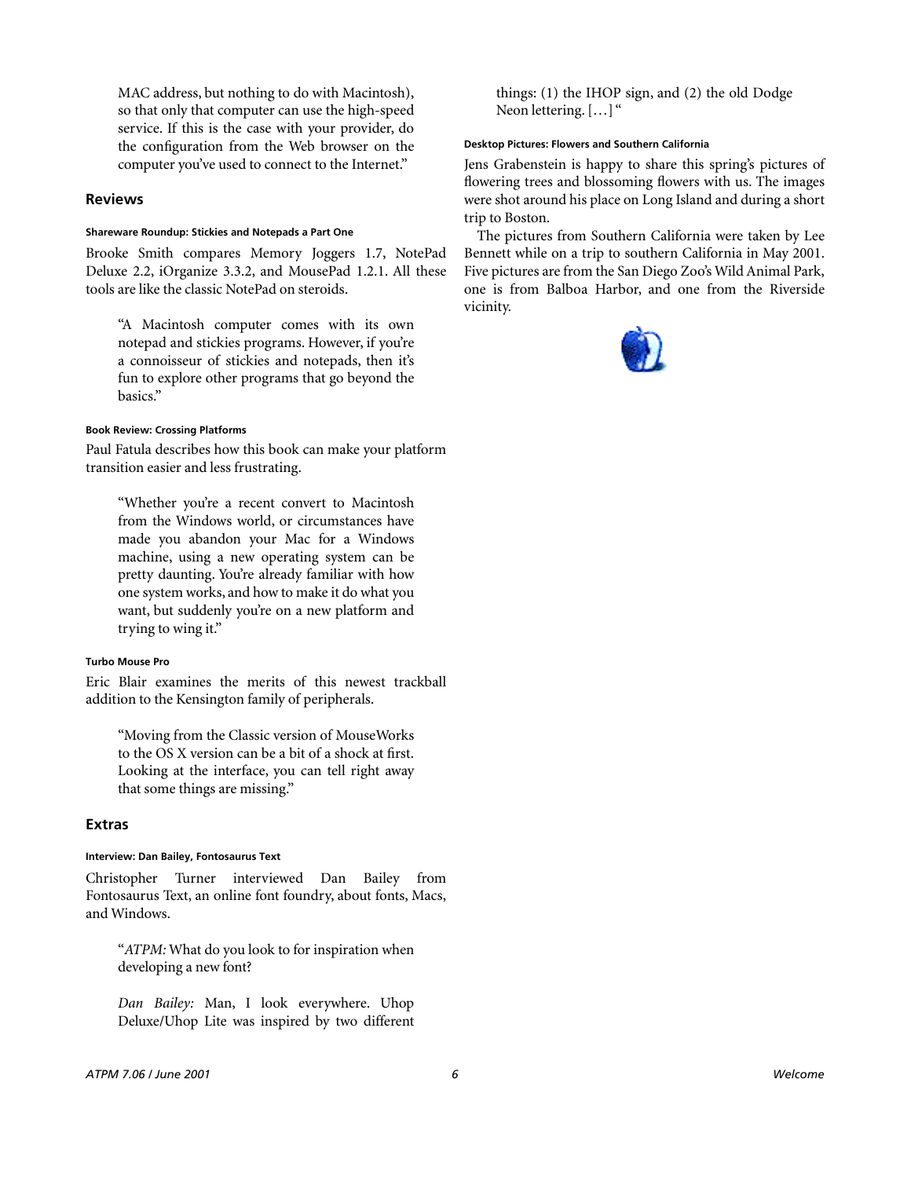> MAC address, but nothing to do with Macintosh), so that only that computer can use the high-speed service. If this is the case with your provider, do the configuration from the Web browser on the computer you've used to connect to the Internet."

## Reviews

#### Shareware Roundup: Stickies and Notepads a Part One

Brooke Smith compares Memory Joggers 1.7, NotePad Deluxe 2.2, iOrganize 3.3.2, and MousePad 1.2.1. All these tools are like the classic NotePad on steroids.

> "A Macintosh computer comes with its own notepad and stickies programs. However, if you're a connoisseur of stickies and notepads, then it's fun to explore other programs that go beyond the basics."

#### Book Review: Crossing Platforms

Paul Fatula describes how this book can make your platform transition easier and less frustrating.

> "Whether you're a recent convert to Macintosh from the Windows world, or circumstances have made you abandon your Mac for a Windows machine, using a new operating system can be pretty daunting. You're already familiar with how one system works, and how to make it do what you want, but suddenly you're on a new platform and trying to wing it."

#### Turbo Mouse Pro

Eric Blair examines the merits of this newest trackball addition to the Kensington family of peripherals.

> "Moving from the Classic version of MouseWorks to the OS X version can be a bit of a shock at first. Looking at the interface, you can tell right away that some things are missing."

## Extras

#### Interview: Dan Bailey, Fontosaurus Text

Christopher Turner interviewed Dan Bailey from Fontosaurus Text, an online font foundry, about fonts, Macs, and Windows.

> "*ATPM:* What do you look to for inspiration when developing a new font?
>
> *Dan Bailey:* Man, I look everywhere. Uhop Deluxe/Uhop Lite was inspired by two different things: (1) the IHOP sign, and (2) the old Dodge Neon lettering. […] "

#### Desktop Pictures: Flowers and Southern California

Jens Grabenstein is happy to share this spring's pictures of flowering trees and blossoming flowers with us. The images were shot around his place on Long Island and during a short trip to Boston.

The pictures from Southern California were taken by Lee Bennett while on a trip to southern California in May 2001. Five pictures are from the San Diego Zoo's Wild Animal Park, one is from Balboa Harbor, and one from the Riverside vicinity.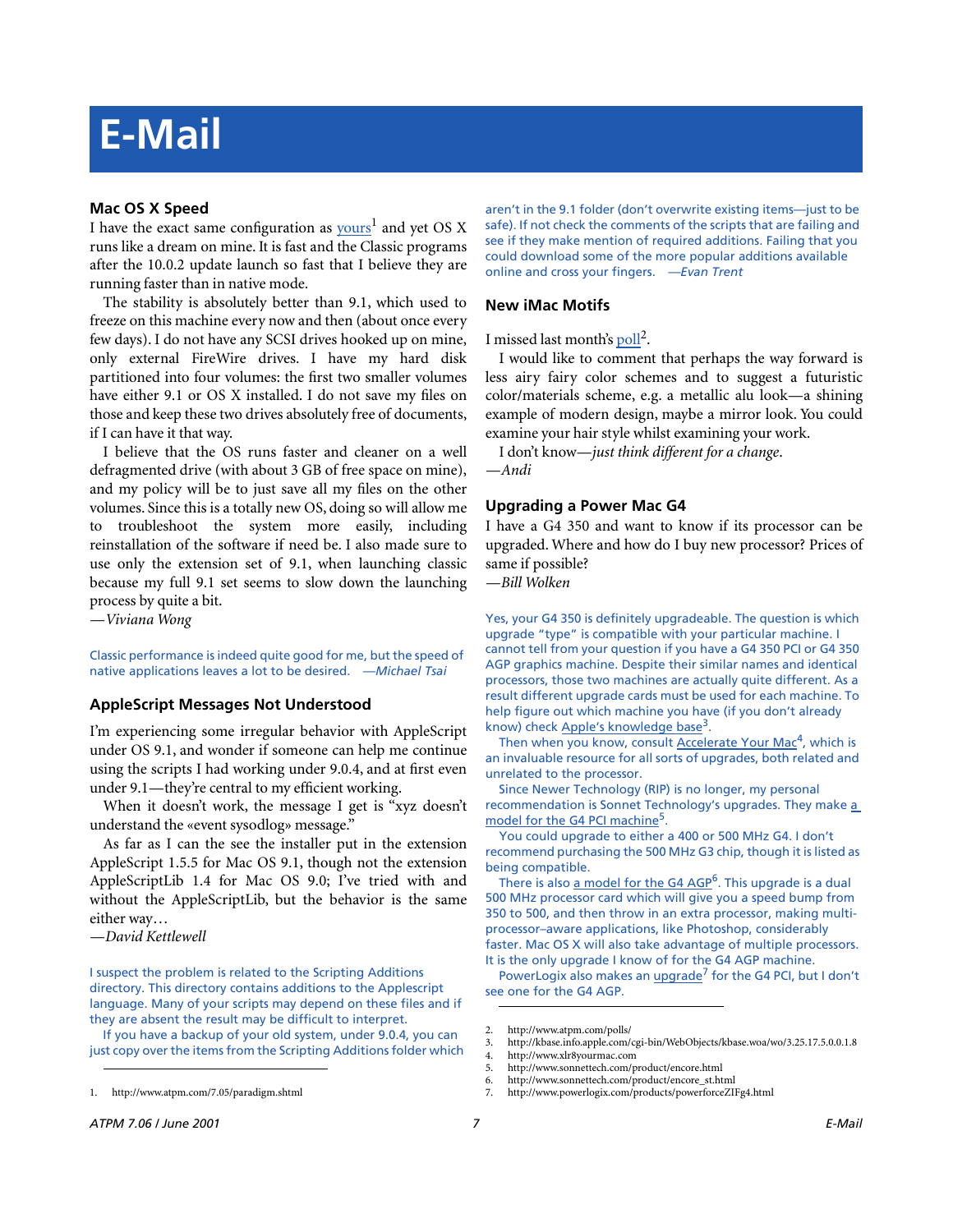# E-Mail

### Mac OS X Speed

I have the exact same configuration as yours[1] and yet OS X runs like a dream on mine. It is fast and the Classic programs after the 10.0.2 update launch so fast that I believe they are running faster than in native mode.

The stability is absolutely better than 9.1, which used to freeze on this machine every now and then (about once every few days). I do not have any SCSI drives hooked up on mine, only external FireWire drives. I have my hard disk partitioned into four volumes: the first two smaller volumes have either 9.1 or OS X installed. I do not save my files on those and keep these two drives absolutely free of documents, if I can have it that way.

I believe that the OS runs faster and cleaner on a well defragmented drive (with about 3 GB of free space on mine), and my policy will be to just save all my files on the other volumes. Since this is a totally new OS, doing so will allow me to troubleshoot the system more easily, including reinstallation of the software if need be. I also made sure to use only the extension set of 9.1, when launching classic because my full 9.1 set seems to slow down the launching process by quite a bit.

*—Viviana Wong*

Classic performance is indeed quite good for me, but the speed of native applications leaves a lot to be desired. *—Michael Tsai*

### AppleScript Messages Not Understood

I'm experiencing some irregular behavior with AppleScript under OS 9.1, and wonder if someone can help me continue using the scripts I had working under 9.0.4, and at first even under 9.1—they're central to my efficient working.

When it doesn't work, the message I get is "xyz doesn't understand the «event sysodlog» message."

As far as I can the see the installer put in the extension AppleScript 1.5.5 for Mac OS 9.1, though not the extension AppleScriptLib 1.4 for Mac OS 9.0; I've tried with and without the AppleScriptLib, but the behavior is the same either way…

*—David Kettlewell*

I suspect the problem is related to the Scripting Additions directory. This directory contains additions to the Applescript language. Many of your scripts may depend on these files and if they are absent the result may be difficult to interpret.

If you have a backup of your old system, under 9.0.4, you can just copy over the items from the Scripting Additions folder which aren't in the 9.1 folder (don't overwrite existing items—just to be safe). If not check the comments of the scripts that are failing and see if they make mention of required additions. Failing that you could download some of the more popular additions available online and cross your fingers. *—Evan Trent*

### New iMac Motifs

I missed last month's poll[2].

I would like to comment that perhaps the way forward is less airy fairy color schemes and to suggest a futuristic color/materials scheme, e.g. a metallic alu look—a shining example of modern design, maybe a mirror look. You could examine your hair style whilst examining your work.

I don't know—*just think different for a change*.

*—Andi*

### Upgrading a Power Mac G4

I have a G4 350 and want to know if its processor can be upgraded. Where and how do I buy new processor? Prices of same if possible?

*—Bill Wolken*

Yes, your G4 350 is definitely upgradeable. The question is which upgrade "type" is compatible with your particular machine. I cannot tell from your question if you have a G4 350 PCI or G4 350 AGP graphics machine. Despite their similar names and identical processors, those two machines are actually quite different. As a result different upgrade cards must be used for each machine. To help figure out which machine you have (if you don't already know) check Apple's knowledge base[3].

Then when you know, consult Accelerate Your Mac[4], which is an invaluable resource for all sorts of upgrades, both related and unrelated to the processor.

Since Newer Technology (RIP) is no longer, my personal recommendation is Sonnet Technology's upgrades. They make a model for the G4 PCI machine[5].

You could upgrade to either a 400 or 500 MHz G4. I don't recommend purchasing the 500 MHz G3 chip, though it is listed as being compatible.

There is also a model for the G4 AGP[6]. This upgrade is a dual 500 MHz processor card which will give you a speed bump from 350 to 500, and then throw in an extra processor, making multi-processor–aware applications, like Photoshop, considerably faster. Mac OS X will also take advantage of multiple processors. It is the only upgrade I know of for the G4 AGP machine.

PowerLogix also makes an upgrade[7] for the G4 PCI, but I don't see one for the G4 AGP.

---

1. http://www.atpm.com/7.05/paradigm.shtml
2. http://www.atpm.com/polls/
3. http://kbase.info.apple.com/cgi-bin/WebObjects/kbase.woa/wo/3.25.17.5.0.0.1.8
4. http://www.xlr8yourmac.com
5. http://www.sonnettech.com/product/encore.html
6. http://www.sonnettech.com/product/encore_st.html
7. http://www.powerlogix.com/products/powerforceZIFg4.html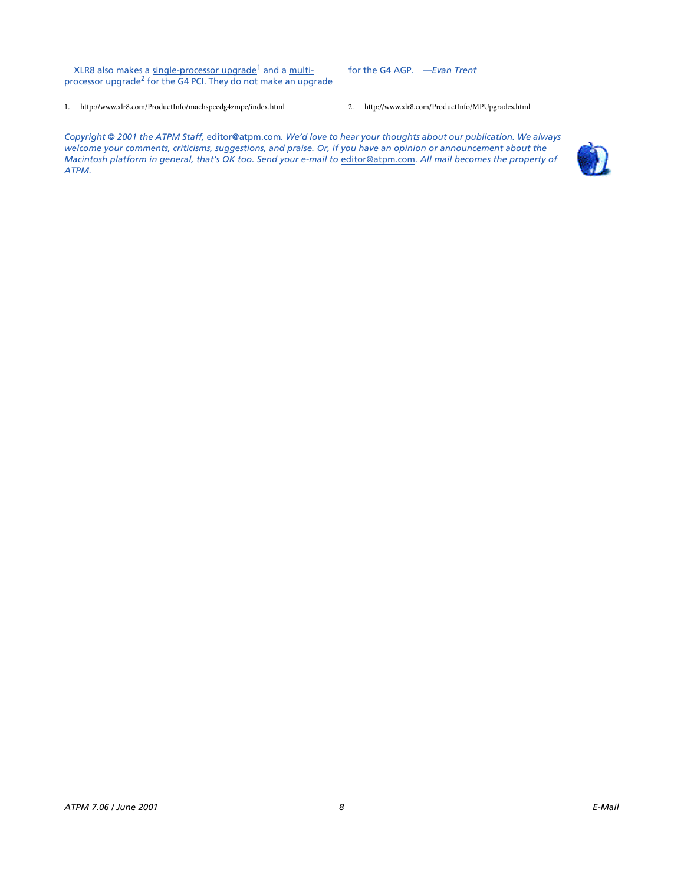XLR8 also makes a single-processor upgrade[1] and a multi-processor upgrade[2] for the G4 PCI. They do not make an upgrade for the G4 AGP. *—Evan Trent*

1. http://www.xlr8.com/ProductInfo/machspeedg4zmpe/index.html
2. http://www.xlr8.com/ProductInfo/MPUpgrades.html

*Copyright © 2001 the ATPM Staff, editor@atpm.com. We'd love to hear your thoughts about our publication. We always welcome your comments, criticisms, suggestions, and praise. Or, if you have an opinion or announcement about the Macintosh platform in general, that's OK too. Send your e-mail to editor@atpm.com. All mail becomes the property of ATPM.*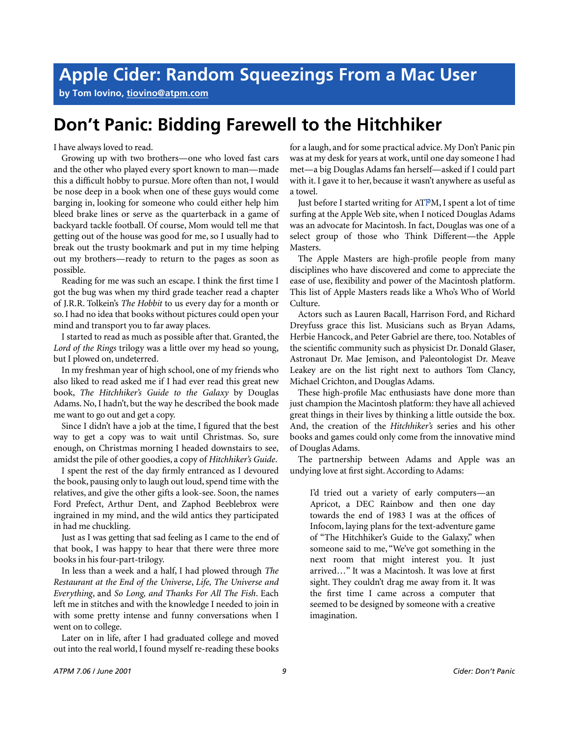# Apple Cider: Random Squeezings From a Mac User

**by Tom Iovino, tiovino@atpm.com**

## Don't Panic: Bidding Farewell to the Hitchhiker

I have always loved to read.

Growing up with two brothers—one who loved fast cars and the other who played every sport known to man—made this a difficult hobby to pursue. More often than not, I would be nose deep in a book when one of these guys would come barging in, looking for someone who could either help him bleed brake lines or serve as the quarterback in a game of backyard tackle football. Of course, Mom would tell me that getting out of the house was good for me, so I usually had to break out the trusty bookmark and put in my time helping out my brothers—ready to return to the pages as soon as possible.

Reading for me was such an escape. I think the first time I got the bug was when my third grade teacher read a chapter of J.R.R. Tolkein's *The Hobbit* to us every day for a month or so. I had no idea that books without pictures could open your mind and transport you to far away places.

I started to read as much as possible after that. Granted, the *Lord of the Rings* trilogy was a little over my head so young, but I plowed on, undeterred.

In my freshman year of high school, one of my friends who also liked to read asked me if I had ever read this great new book, *The Hitchhiker's Guide to the Galaxy* by Douglas Adams. No, I hadn't, but the way he described the book made me want to go out and get a copy.

Since I didn't have a job at the time, I figured that the best way to get a copy was to wait until Christmas. So, sure enough, on Christmas morning I headed downstairs to see, amidst the pile of other goodies, a copy of *Hitchhiker's Guide*.

I spent the rest of the day firmly entranced as I devoured the book, pausing only to laugh out loud, spend time with the relatives, and give the other gifts a look-see. Soon, the names Ford Prefect, Arthur Dent, and Zaphod Beeblebrox were ingrained in my mind, and the wild antics they participated in had me chuckling.

Just as I was getting that sad feeling as I came to the end of that book, I was happy to hear that there were three more books in his four-part-trilogy.

In less than a week and a half, I had plowed through *The Restaurant at the End of the Universe*, *Life, The Universe and Everything*, and *So Long, and Thanks For All The Fish*. Each left me in stitches and with the knowledge I needed to join in with some pretty intense and funny conversations when I went on to college.

Later on in life, after I had graduated college and moved out into the real world, I found myself re-reading these books for a laugh, and for some practical advice. My Don't Panic pin was at my desk for years at work, until one day someone I had met—a big Douglas Adams fan herself—asked if I could part with it. I gave it to her, because it wasn't anywhere as useful as a towel.

Just before I started writing for ATPM, I spent a lot of time surfing at the Apple Web site, when I noticed Douglas Adams was an advocate for Macintosh. In fact, Douglas was one of a select group of those who Think Different—the Apple Masters.

The Apple Masters are high-profile people from many disciplines who have discovered and come to appreciate the ease of use, flexibility and power of the Macintosh platform. This list of Apple Masters reads like a Who's Who of World Culture.

Actors such as Lauren Bacall, Harrison Ford, and Richard Dreyfuss grace this list. Musicians such as Bryan Adams, Herbie Hancock, and Peter Gabriel are there, too. Notables of the scientific community such as physicist Dr. Donald Glaser, Astronaut Dr. Mae Jemison, and Paleontologist Dr. Meave Leakey are on the list right next to authors Tom Clancy, Michael Crichton, and Douglas Adams.

These high-profile Mac enthusiasts have done more than just champion the Macintosh platform: they have all achieved great things in their lives by thinking a little outside the box. And, the creation of the *Hitchhiker's* series and his other books and games could only come from the innovative mind of Douglas Adams.

The partnership between Adams and Apple was an undying love at first sight. According to Adams:

> I'd tried out a variety of early computers—an Apricot, a DEC Rainbow and then one day towards the end of 1983 I was at the offices of Infocom, laying plans for the text-adventure game of "The Hitchhiker's Guide to the Galaxy," when someone said to me, "We've got something in the next room that might interest you. It just arrived…" It was a Macintosh. It was love at first sight. They couldn't drag me away from it. It was the first time I came across a computer that seemed to be designed by someone with a creative imagination.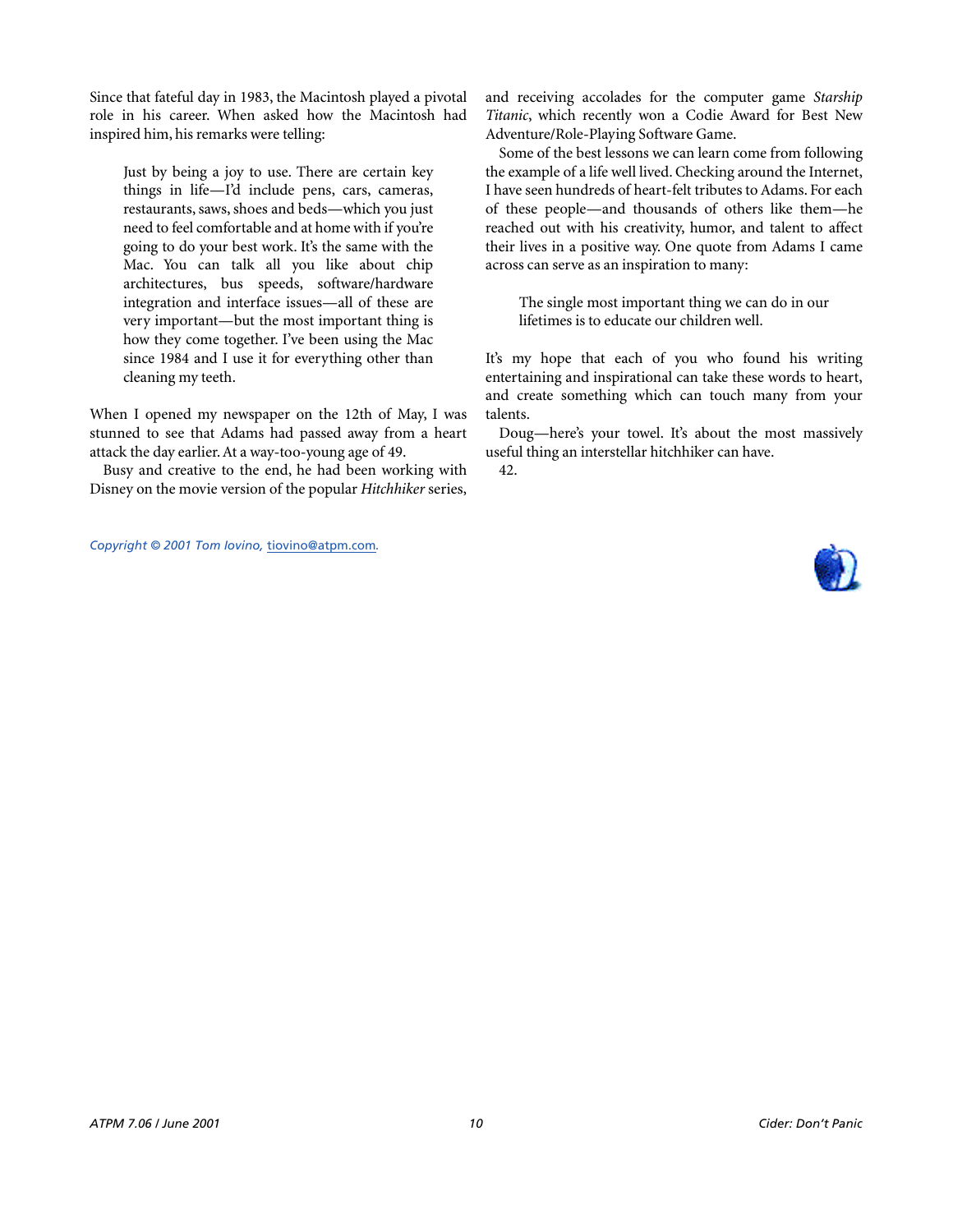Since that fateful day in 1983, the Macintosh played a pivotal role in his career. When asked how the Macintosh had inspired him, his remarks were telling:

> Just by being a joy to use. There are certain key things in life—I'd include pens, cars, cameras, restaurants, saws, shoes and beds—which you just need to feel comfortable and at home with if you're going to do your best work. It's the same with the Mac. You can talk all you like about chip architectures, bus speeds, software/hardware integration and interface issues—all of these are very important—but the most important thing is how they come together. I've been using the Mac since 1984 and I use it for everything other than cleaning my teeth.

When I opened my newspaper on the 12th of May, I was stunned to see that Adams had passed away from a heart attack the day earlier. At a way-too-young age of 49.

Busy and creative to the end, he had been working with Disney on the movie version of the popular *Hitchhiker* series, and receiving accolades for the computer game *Starship Titanic*, which recently won a Codie Award for Best New Adventure/Role-Playing Software Game.

Some of the best lessons we can learn come from following the example of a life well lived. Checking around the Internet, I have seen hundreds of heart-felt tributes to Adams. For each of these people—and thousands of others like them—he reached out with his creativity, humor, and talent to affect their lives in a positive way. One quote from Adams I came across can serve as an inspiration to many:

> The single most important thing we can do in our lifetimes is to educate our children well.

It's my hope that each of you who found his writing entertaining and inspirational can take these words to heart, and create something which can touch many from your talents.

Doug—here's your towel. It's about the most massively useful thing an interstellar hitchhiker can have.

42.

*Copyright © 2001 Tom Iovino,* tiovino@atpm.com.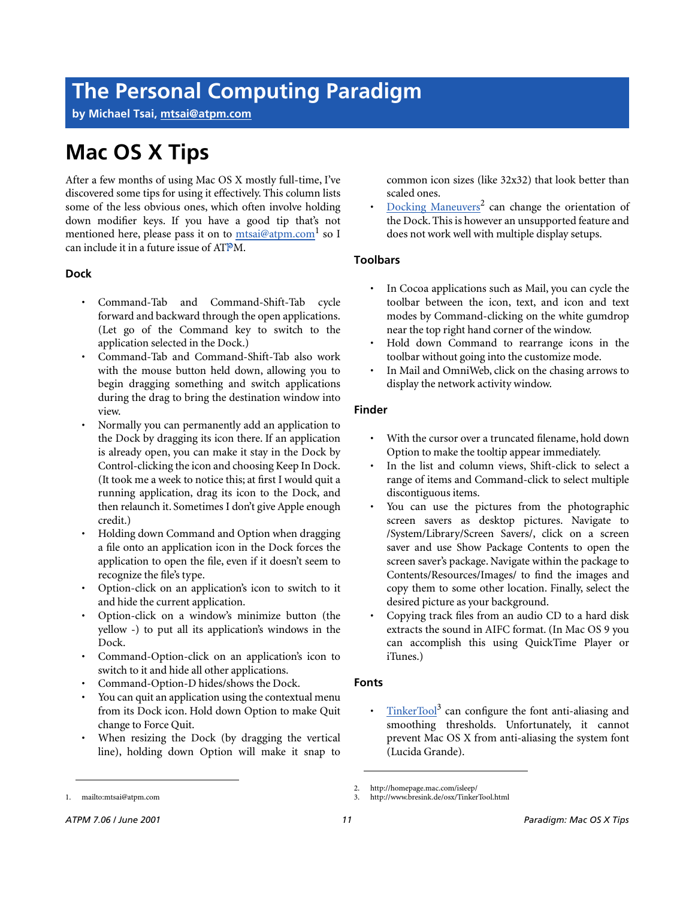# The Personal Computing Paradigm

**by Michael Tsai, mtsai@atpm.com**

# Mac OS X Tips

After a few months of using Mac OS X mostly full-time, I've discovered some tips for using it effectively. This column lists some of the less obvious ones, which often involve holding down modifier keys. If you have a good tip that's not mentioned here, please pass it on to mtsai@atpm.com[1] so I can include it in a future issue of ATPM.

### Dock

- Command-Tab and Command-Shift-Tab cycle forward and backward through the open applications. (Let go of the Command key to switch to the application selected in the Dock.)
- Command-Tab and Command-Shift-Tab also work with the mouse button held down, allowing you to begin dragging something and switch applications during the drag to bring the destination window into view.
- Normally you can permanently add an application to the Dock by dragging its icon there. If an application is already open, you can make it stay in the Dock by Control-clicking the icon and choosing Keep In Dock. (It took me a week to notice this; at first I would quit a running application, drag its icon to the Dock, and then relaunch it. Sometimes I don't give Apple enough credit.)
- Holding down Command and Option when dragging a file onto an application icon in the Dock forces the application to open the file, even if it doesn't seem to recognize the file's type.
- Option-click on an application's icon to switch to it and hide the current application.
- Option-click on a window's minimize button (the yellow -) to put all its application's windows in the Dock.
- Command-Option-click on an application's icon to switch to it and hide all other applications.
- Command-Option-D hides/shows the Dock.
- You can quit an application using the contextual menu from its Dock icon. Hold down Option to make Quit change to Force Quit.
- When resizing the Dock (by dragging the vertical line), holding down Option will make it snap to common icon sizes (like 32x32) that look better than scaled ones.
- Docking Maneuvers[2] can change the orientation of the Dock. This is however an unsupported feature and does not work well with multiple display setups.

### Toolbars

- In Cocoa applications such as Mail, you can cycle the toolbar between the icon, text, and icon and text modes by Command-clicking on the white gumdrop near the top right hand corner of the window.
- Hold down Command to rearrange icons in the toolbar without going into the customize mode.
- In Mail and OmniWeb, click on the chasing arrows to display the network activity window.

### Finder

- With the cursor over a truncated filename, hold down Option to make the tooltip appear immediately.
- In the list and column views, Shift-click to select a range of items and Command-click to select multiple discontiguous items.
- You can use the pictures from the photographic screen savers as desktop pictures. Navigate to /System/Library/Screen Savers/, click on a screen saver and use Show Package Contents to open the screen saver's package. Navigate within the package to Contents/Resources/Images/ to find the images and copy them to some other location. Finally, select the desired picture as your background.
- Copying track files from an audio CD to a hard disk extracts the sound in AIFC format. (In Mac OS 9 you can accomplish this using QuickTime Player or iTunes.)

### Fonts

- TinkerTool[3] can configure the font anti-aliasing and smoothing thresholds. Unfortunately, it cannot prevent Mac OS X from anti-aliasing the system font (Lucida Grande).

---

1. mailto:mtsai@atpm.com
2. http://homepage.mac.com/isleep/
3. http://www.bresink.de/osx/TinkerTool.html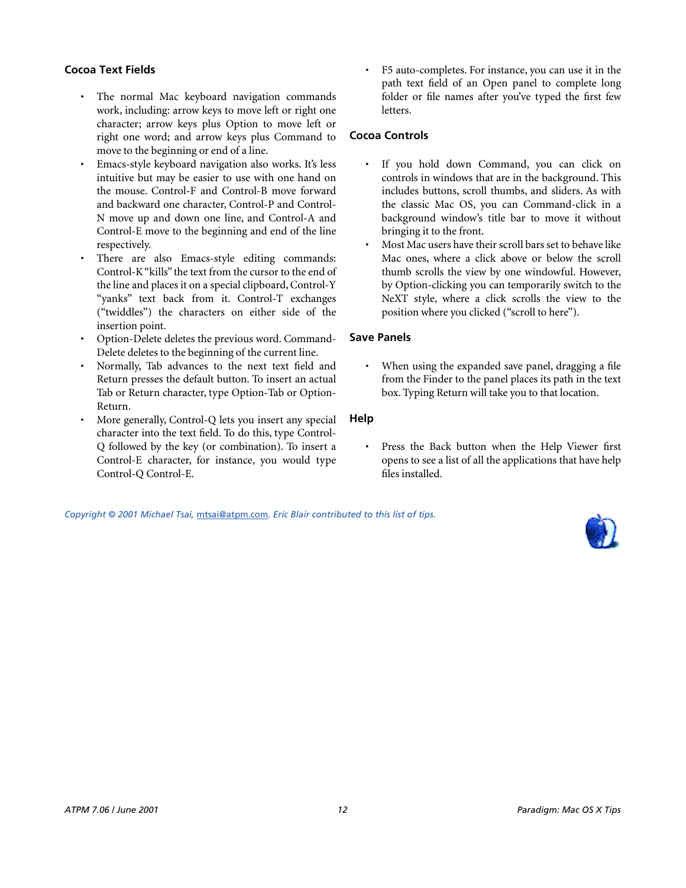### Cocoa Text Fields

- The normal Mac keyboard navigation commands work, including: arrow keys to move left or right one character; arrow keys plus Option to move left or right one word; and arrow keys plus Command to move to the beginning or end of a line.
- Emacs-style keyboard navigation also works. It's less intuitive but may be easier to use with one hand on the mouse. Control-F and Control-B move forward and backward one character, Control-P and Control-N move up and down one line, and Control-A and Control-E move to the beginning and end of the line respectively.
- There are also Emacs-style editing commands: Control-K "kills" the text from the cursor to the end of the line and places it on a special clipboard, Control-Y "yanks" text back from it. Control-T exchanges ("twiddles") the characters on either side of the insertion point.
- Option-Delete deletes the previous word. Command-Delete deletes to the beginning of the current line.
- Normally, Tab advances to the next text field and Return presses the default button. To insert an actual Tab or Return character, type Option-Tab or Option-Return.
- More generally, Control-Q lets you insert any special character into the text field. To do this, type Control-Q followed by the key (or combination). To insert a Control-E character, for instance, you would type Control-Q Control-E.
- F5 auto-completes. For instance, you can use it in the path text field of an Open panel to complete long folder or file names after you've typed the first few letters.

### Cocoa Controls

- If you hold down Command, you can click on controls in windows that are in the background. This includes buttons, scroll thumbs, and sliders. As with the classic Mac OS, you can Command-click in a background window's title bar to move it without bringing it to the front.
- Most Mac users have their scroll bars set to behave like Mac ones, where a click above or below the scroll thumb scrolls the view by one windowful. However, by Option-clicking you can temporarily switch to the NeXT style, where a click scrolls the view to the position where you clicked ("scroll to here").

### Save Panels

- When using the expanded save panel, dragging a file from the Finder to the panel places its path in the text box. Typing Return will take you to that location.

### Help

- Press the Back button when the Help Viewer first opens to see a list of all the applications that have help files installed.

*Copyright © 2001 Michael Tsai, [mtsai@atpm.com](mailto:mtsai@atpm.com). Eric Blair contributed to this list of tips.*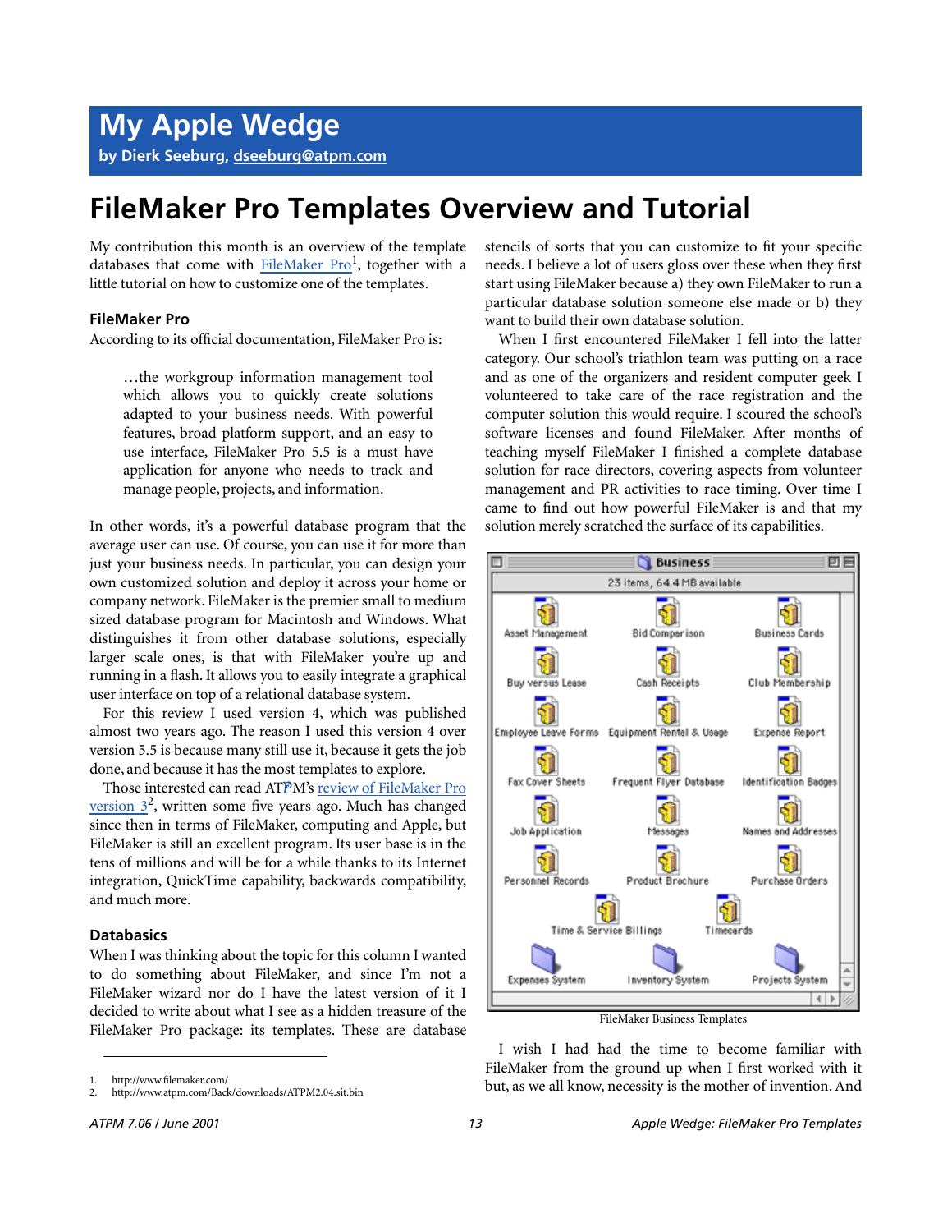# My Apple Wedge

**by Dierk Seeburg, dseeburg@atpm.com**

# FileMaker Pro Templates Overview and Tutorial

My contribution this month is an overview of the template databases that come with FileMaker Pro[1], together with a little tutorial on how to customize one of the templates.

### FileMaker Pro

According to its official documentation, FileMaker Pro is:

> …the workgroup information management tool which allows you to quickly create solutions adapted to your business needs. With powerful features, broad platform support, and an easy to use interface, FileMaker Pro 5.5 is a must have application for anyone who needs to track and manage people, projects, and information.

In other words, it's a powerful database program that the average user can use. Of course, you can use it for more than just your business needs. In particular, you can design your own customized solution and deploy it across your home or company network. FileMaker is the premier small to medium sized database program for Macintosh and Windows. What distinguishes it from other database solutions, especially larger scale ones, is that with FileMaker you're up and running in a flash. It allows you to easily integrate a graphical user interface on top of a relational database system.

For this review I used version 4, which was published almost two years ago. The reason I used this version 4 over version 5.5 is because many still use it, because it gets the job done, and because it has the most templates to explore.

Those interested can read ATPM's review of FileMaker Pro version 3[2], written some five years ago. Much has changed since then in terms of FileMaker, computing and Apple, but FileMaker is still an excellent program. Its user base is in the tens of millions and will be for a while thanks to its Internet integration, QuickTime capability, backwards compatibility, and much more.

### Databasics

When I was thinking about the topic for this column I wanted to do something about FileMaker, and since I'm not a FileMaker wizard nor do I have the latest version of it I decided to write about what I see as a hidden treasure of the FileMaker Pro package: its templates. These are database stencils of sorts that you can customize to fit your specific needs. I believe a lot of users gloss over these when they first start using FileMaker because a) they own FileMaker to run a particular database solution someone else made or b) they want to build their own database solution.

When I first encountered FileMaker I fell into the latter category. Our school's triathlon team was putting on a race and as one of the organizers and resident computer geek I volunteered to take care of the race registration and the computer solution this would require. I scoured the school's software licenses and found FileMaker. After months of teaching myself FileMaker I finished a complete database solution for race directors, covering aspects from volunteer management and PR activities to race timing. Over time I came to find out how powerful FileMaker is and that my solution merely scratched the surface of its capabilities.

FileMaker Business Templates

I wish I had had the time to become familiar with FileMaker from the ground up when I first worked with it but, as we all know, necessity is the mother of invention. And

1. http://www.filemaker.com/
2. http://www.atpm.com/Back/downloads/ATPM2.04.sit.bin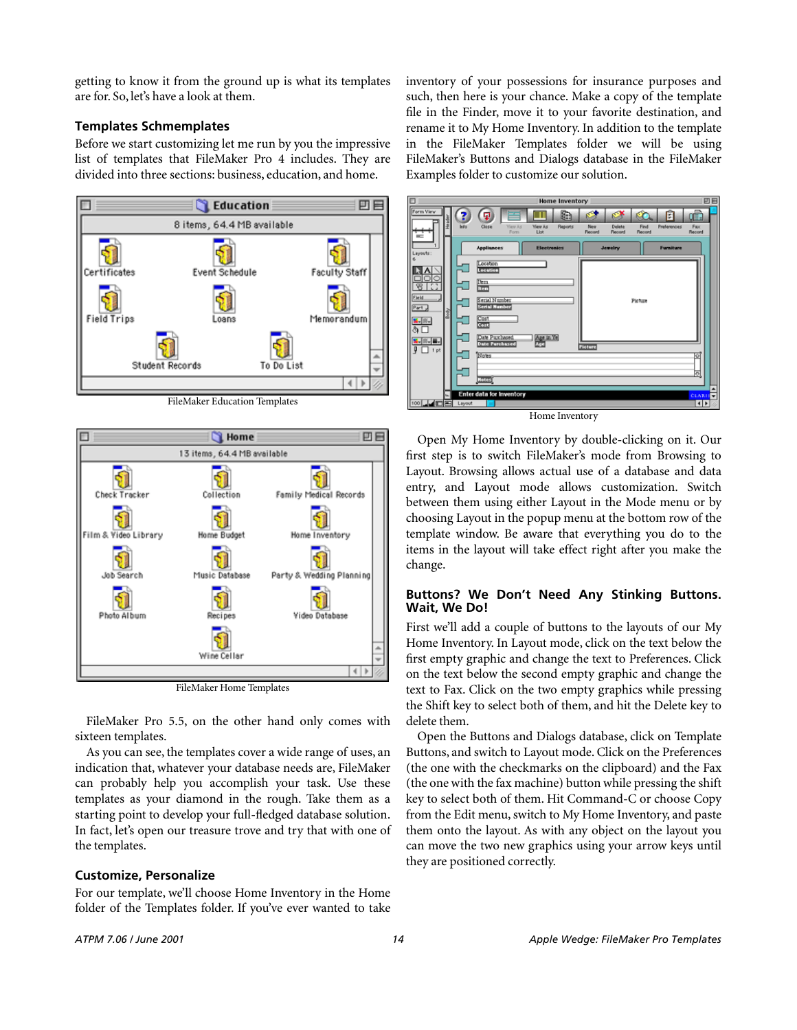getting to know it from the ground up is what its templates are for. So, let's have a look at them.

### Templates Schmemplates

Before we start customizing let me run by you the impressive list of templates that FileMaker Pro 4 includes. They are divided into three sections: business, education, and home.

FileMaker Education Templates

FileMaker Home Templates

FileMaker Pro 5.5, on the other hand only comes with sixteen templates.

As you can see, the templates cover a wide range of uses, an indication that, whatever your database needs are, FileMaker can probably help you accomplish your task. Use these templates as your diamond in the rough. Take them as a starting point to develop your full-fledged database solution. In fact, let's open our treasure trove and try that with one of the templates.

### Customize, Personalize

For our template, we'll choose Home Inventory in the Home folder of the Templates folder. If you've ever wanted to take inventory of your possessions for insurance purposes and such, then here is your chance. Make a copy of the template file in the Finder, move it to your favorite destination, and rename it to My Home Inventory. In addition to the template in the FileMaker Templates folder we will be using FileMaker's Buttons and Dialogs database in the FileMaker Examples folder to customize our solution.

Home Inventory

Open My Home Inventory by double-clicking on it. Our first step is to switch FileMaker's mode from Browsing to Layout. Browsing allows actual use of a database and data entry, and Layout mode allows customization. Switch between them using either Layout in the Mode menu or by choosing Layout in the popup menu at the bottom row of the template window. Be aware that everything you do to the items in the layout will take effect right after you make the change.

### Buttons? We Don't Need Any Stinking Buttons. Wait, We Do!

First we'll add a couple of buttons to the layouts of our My Home Inventory. In Layout mode, click on the text below the first empty graphic and change the text to Preferences. Click on the text below the second empty graphic and change the text to Fax. Click on the two empty graphics while pressing the Shift key to select both of them, and hit the Delete key to delete them.

Open the Buttons and Dialogs database, click on Template Buttons, and switch to Layout mode. Click on the Preferences (the one with the checkmarks on the clipboard) and the Fax (the one with the fax machine) button while pressing the shift key to select both of them. Hit Command-C or choose Copy from the Edit menu, switch to My Home Inventory, and paste them onto the layout. As with any object on the layout you can move the two new graphics using your arrow keys until they are positioned correctly.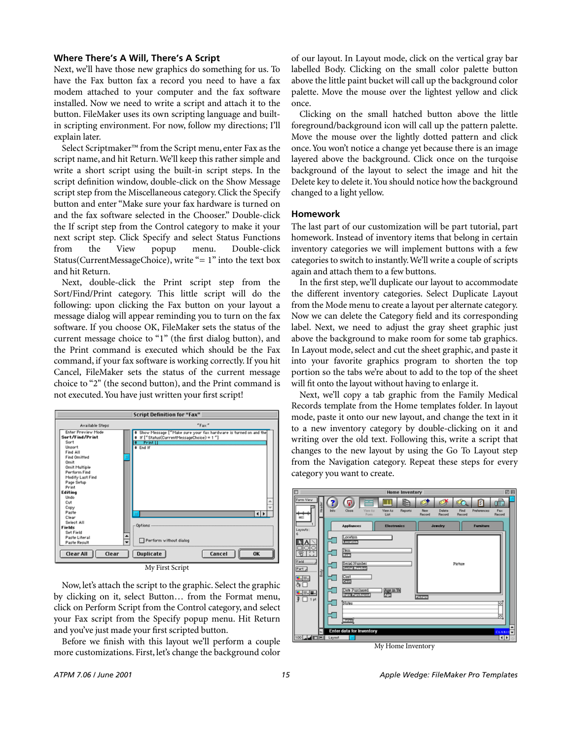### Where There's A Will, There's A Script

Next, we'll have those new graphics do something for us. To have the Fax button fax a record you need to have a fax modem attached to your computer and the fax software installed. Now we need to write a script and attach it to the button. FileMaker uses its own scripting language and built-in scripting environment. For now, follow my directions; I'll explain later.

Select Scriptmaker™ from the Script menu, enter Fax as the script name, and hit Return. We'll keep this rather simple and write a short script using the built-in script steps. In the script definition window, double-click on the Show Message script step from the Miscellaneous category. Click the Specify button and enter "Make sure your fax hardware is turned on and the fax software selected in the Chooser." Double-click the If script step from the Control category to make it your next script step. Click Specify and select Status Functions from the View popup menu. Double-click Status(CurrentMessageChoice), write "= 1" into the text box and hit Return.

Next, double-click the Print script step from the Sort/Find/Print category. This little script will do the following: upon clicking the Fax button on your layout a message dialog will appear reminding you to turn on the fax software. If you choose OK, FileMaker sets the status of the current message choice to "1" (the first dialog button), and the Print command is executed which should be the Fax command, if your fax software is working correctly. If you hit Cancel, FileMaker sets the status of the current message choice to "2" (the second button), and the Print command is not executed. You have just written your first script!

My First Script

Now, let's attach the script to the graphic. Select the graphic by clicking on it, select Button… from the Format menu, click on Perform Script from the Control category, and select your Fax script from the Specify popup menu. Hit Return and you've just made your first scripted button.

Before we finish with this layout we'll perform a couple more customizations. First, let's change the background color of our layout. In Layout mode, click on the vertical gray bar labelled Body. Clicking on the small color palette button above the little paint bucket will call up the background color palette. Move the mouse over the lightest yellow and click once.

Clicking on the small hatched button above the little foreground/background icon will call up the pattern palette. Move the mouse over the lightly dotted pattern and click once. You won't notice a change yet because there is an image layered above the background. Click once on the turqoise background of the layout to select the image and hit the Delete key to delete it. You should notice how the background changed to a light yellow.

### Homework

The last part of our customization will be part tutorial, part homework. Instead of inventory items that belong in certain inventory categories we will implement buttons with a few categories to switch to instantly. We'll write a couple of scripts again and attach them to a few buttons.

In the first step, we'll duplicate our layout to accommodate the different inventory categories. Select Duplicate Layout from the Mode menu to create a layout per alternate category. Now we can delete the Category field and its corresponding label. Next, we need to adjust the gray sheet graphic just above the background to make room for some tab graphics. In Layout mode, select and cut the sheet graphic, and paste it into your favorite graphics program to shorten the top portion so the tabs we're about to add to the top of the sheet will fit onto the layout without having to enlarge it.

Next, we'll copy a tab graphic from the Family Medical Records template from the Home templates folder. In layout mode, paste it onto our new layout, and change the text in it to a new inventory category by double-clicking on it and writing over the old text. Following this, write a script that changes to the new layout by using the Go To Layout step from the Navigation category. Repeat these steps for every category you want to create.

My Home Inventory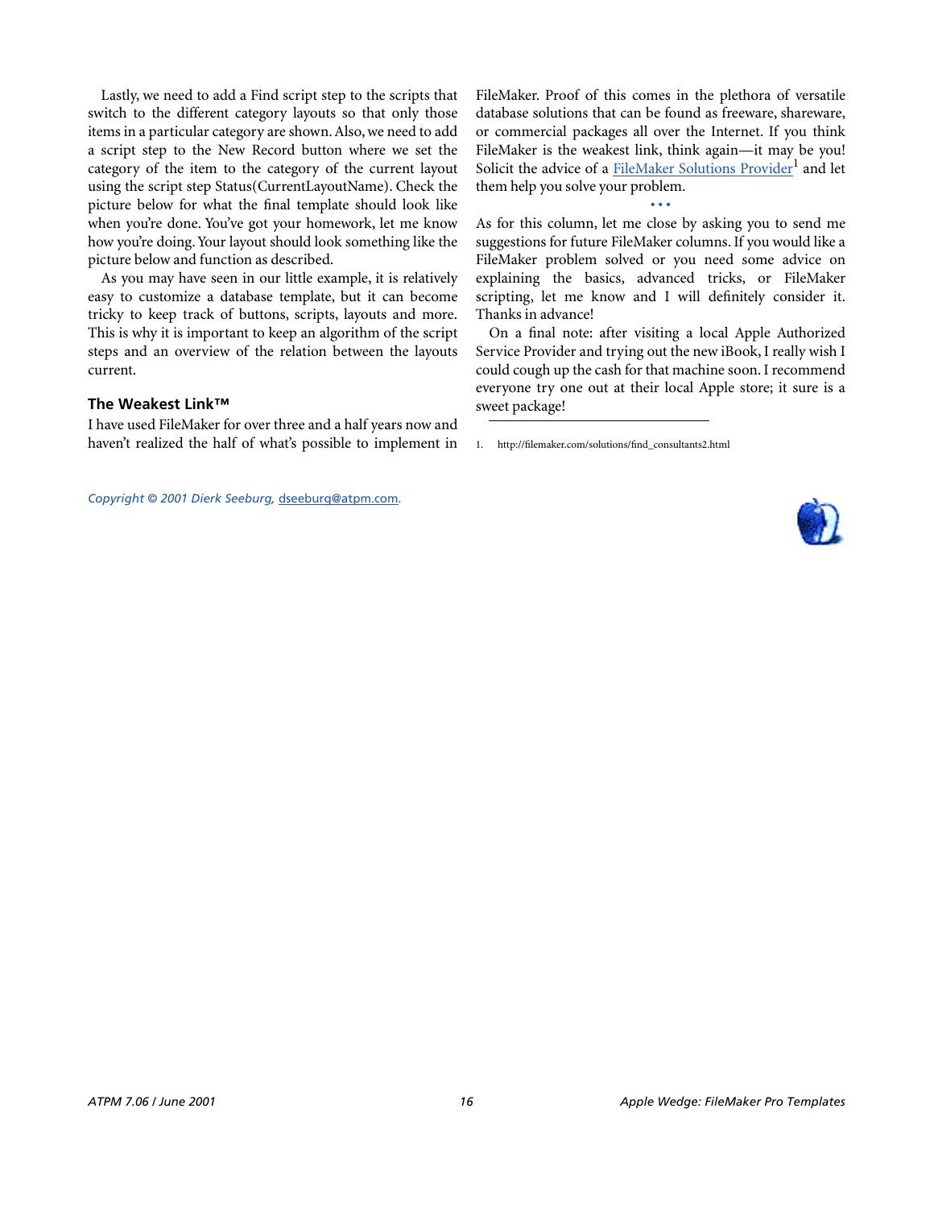Lastly, we need to add a Find script step to the scripts that switch to the different category layouts so that only those items in a particular category are shown. Also, we need to add a script step to the New Record button where we set the category of the item to the category of the current layout using the script step Status(CurrentLayoutName). Check the picture below for what the final template should look like when you're done. You've got your homework, let me know how you're doing. Your layout should look something like the picture below and function as described.

As you may have seen in our little example, it is relatively easy to customize a database template, but it can become tricky to keep track of buttons, scripts, layouts and more. This is why it is important to keep an algorithm of the script steps and an overview of the relation between the layouts current.

### The Weakest Link™

I have used FileMaker for over three and a half years now and haven't realized the half of what's possible to implement in FileMaker. Proof of this comes in the plethora of versatile database solutions that can be found as freeware, shareware, or commercial packages all over the Internet. If you think FileMaker is the weakest link, think again—it may be you! Solicit the advice of a FileMaker Solutions Provider[1] and let them help you solve your problem.

• • •

As for this column, let me close by asking you to send me suggestions for future FileMaker columns. If you would like a FileMaker problem solved or you need some advice on explaining the basics, advanced tricks, or FileMaker scripting, let me know and I will definitely consider it. Thanks in advance!

On a final note: after visiting a local Apple Authorized Service Provider and trying out the new iBook, I really wish I could cough up the cash for that machine soon. I recommend everyone try one out at their local Apple store; it sure is a sweet package!

1. http://filemaker.com/solutions/find_consultants2.html

*Copyright © 2001 Dierk Seeburg, dseeburg@atpm.com.*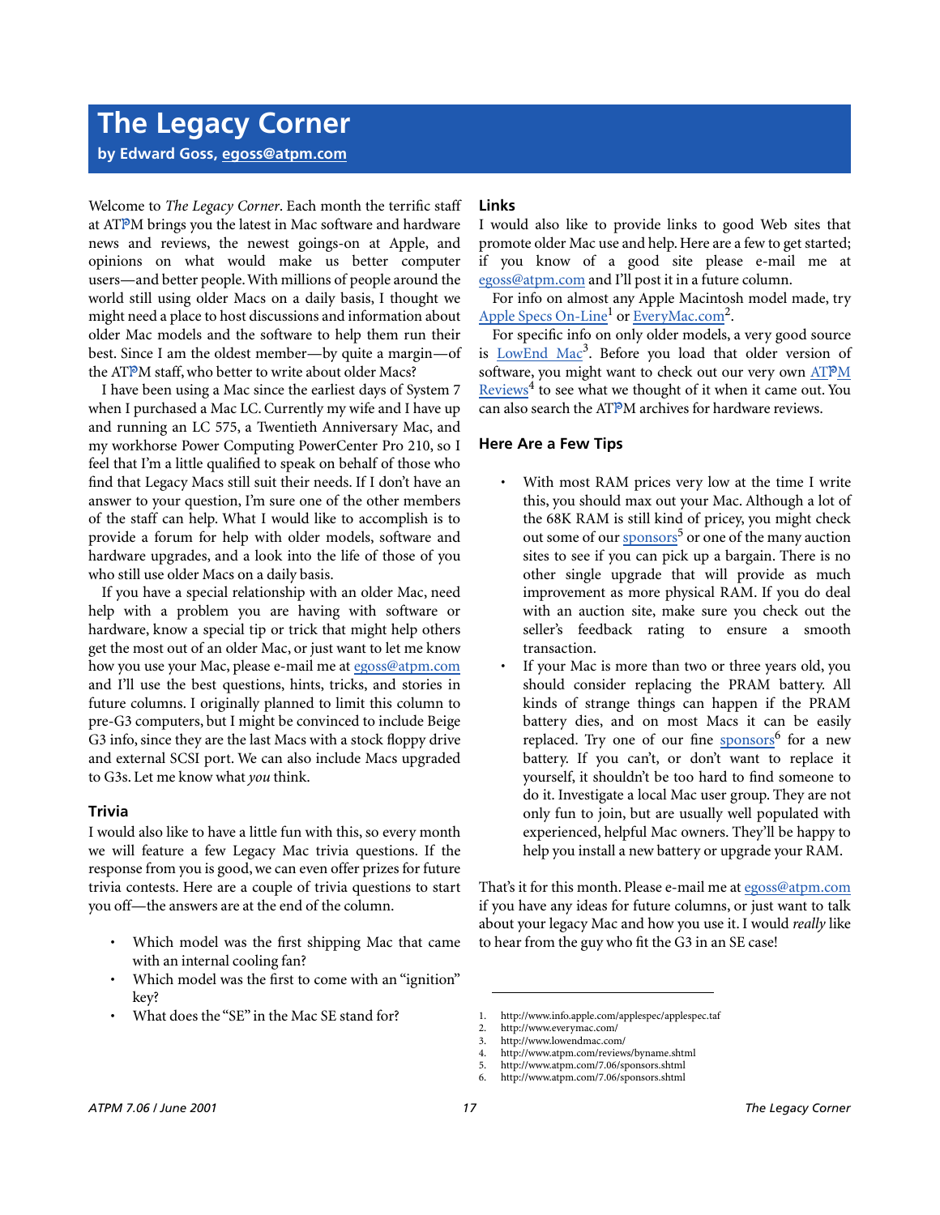# The Legacy Corner

**by Edward Goss, egoss@atpm.com**

Welcome to *The Legacy Corner*. Each month the terrific staff at ATPM brings you the latest in Mac software and hardware news and reviews, the newest goings-on at Apple, and opinions on what would make us better computer users—and better people. With millions of people around the world still using older Macs on a daily basis, I thought we might need a place to host discussions and information about older Mac models and the software to help them run their best. Since I am the oldest member—by quite a margin—of the ATPM staff, who better to write about older Macs?

I have been using a Mac since the earliest days of System 7 when I purchased a Mac LC. Currently my wife and I have up and running an LC 575, a Twentieth Anniversary Mac, and my workhorse Power Computing PowerCenter Pro 210, so I feel that I'm a little qualified to speak on behalf of those who find that Legacy Macs still suit their needs. If I don't have an answer to your question, I'm sure one of the other members of the staff can help. What I would like to accomplish is to provide a forum for help with older models, software and hardware upgrades, and a look into the life of those of you who still use older Macs on a daily basis.

If you have a special relationship with an older Mac, need help with a problem you are having with software or hardware, know a special tip or trick that might help others get the most out of an older Mac, or just want to let me know how you use your Mac, please e-mail me at egoss@atpm.com and I'll use the best questions, hints, tricks, and stories in future columns. I originally planned to limit this column to pre-G3 computers, but I might be convinced to include Beige G3 info, since they are the last Macs with a stock floppy drive and external SCSI port. We can also include Macs upgraded to G3s. Let me know what *you* think.

## Trivia

I would also like to have a little fun with this, so every month we will feature a few Legacy Mac trivia questions. If the response from you is good, we can even offer prizes for future trivia contests. Here are a couple of trivia questions to start you off—the answers are at the end of the column.

- Which model was the first shipping Mac that came with an internal cooling fan?
- Which model was the first to come with an "ignition" key?
- What does the "SE" in the Mac SE stand for?

## Links

I would also like to provide links to good Web sites that promote older Mac use and help. Here are a few to get started; if you know of a good site please e-mail me at egoss@atpm.com and I'll post it in a future column.

For info on almost any Apple Macintosh model made, try Apple Specs On-Line[1] or EveryMac.com[2].

For specific info on only older models, a very good source is LowEnd Mac[3]. Before you load that older version of software, you might want to check out our very own ATPM Reviews[4] to see what we thought of it when it came out. You can also search the ATPM archives for hardware reviews.

## Here Are a Few Tips

- With most RAM prices very low at the time I write this, you should max out your Mac. Although a lot of the 68K RAM is still kind of pricey, you might check out some of our sponsors[5] or one of the many auction sites to see if you can pick up a bargain. There is no other single upgrade that will provide as much improvement as more physical RAM. If you do deal with an auction site, make sure you check out the seller's feedback rating to ensure a smooth transaction.
- If your Mac is more than two or three years old, you should consider replacing the PRAM battery. All kinds of strange things can happen if the PRAM battery dies, and on most Macs it can be easily replaced. Try one of our fine sponsors[6] for a new battery. If you can't, or don't want to replace it yourself, it shouldn't be too hard to find someone to do it. Investigate a local Mac user group. They are not only fun to join, but are usually well populated with experienced, helpful Mac owners. They'll be happy to help you install a new battery or upgrade your RAM.

That's it for this month. Please e-mail me at egoss@atpm.com if you have any ideas for future columns, or just want to talk about your legacy Mac and how you use it. I would *really* like to hear from the guy who fit the G3 in an SE case!

---

1. http://www.info.apple.com/applespec/applespec.taf
2. http://www.everymac.com/
3. http://www.lowendmac.com/
4. http://www.atpm.com/reviews/byname.shtml
5. http://www.atpm.com/7.06/sponsors.shtml
6. http://www.atpm.com/7.06/sponsors.shtml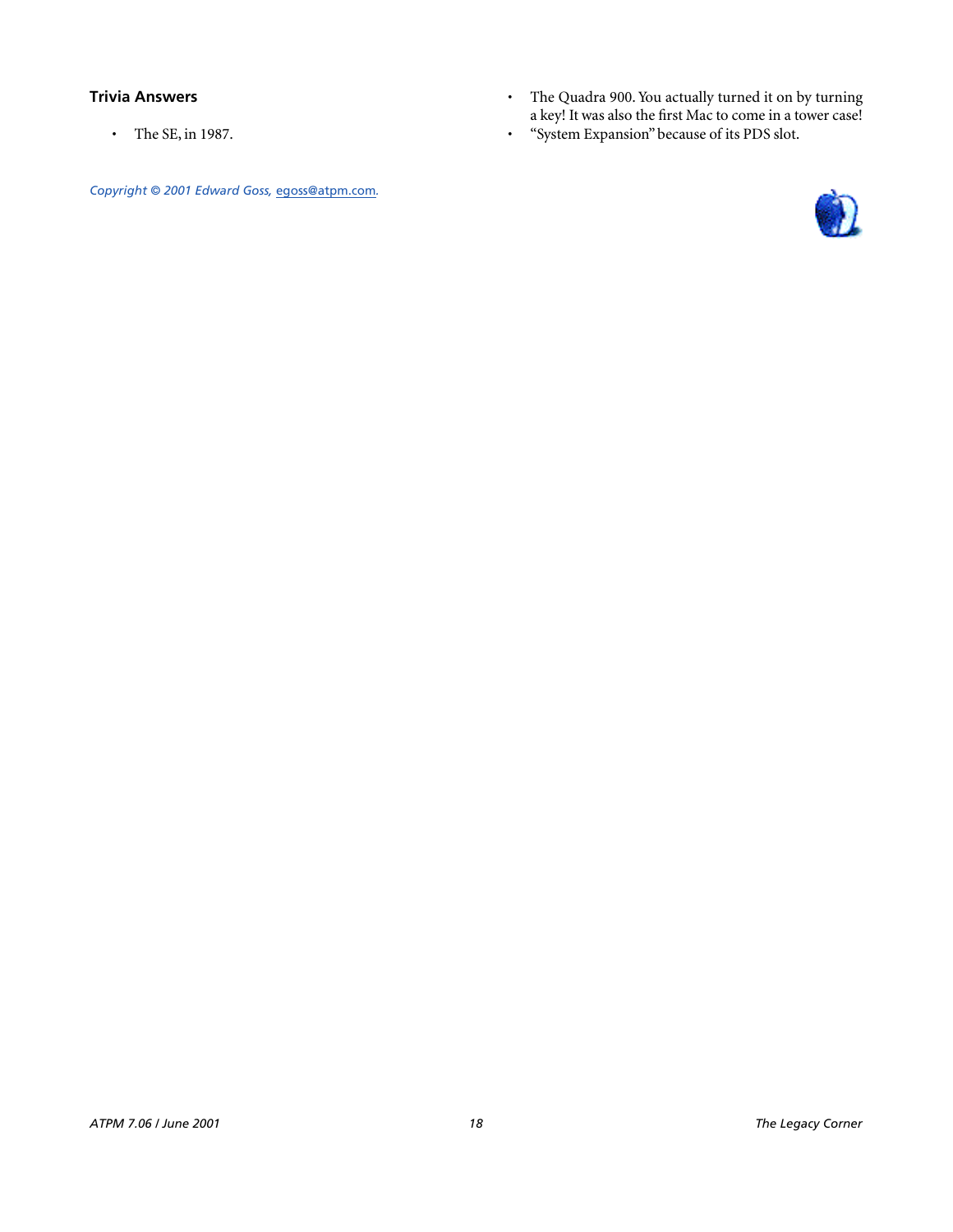### Trivia Answers

- The SE, in 1987.
- The Quadra 900. You actually turned it on by turning a key! It was also the first Mac to come in a tower case!
- "System Expansion" because of its PDS slot.

*Copyright © 2001 Edward Goss, egoss@atpm.com.*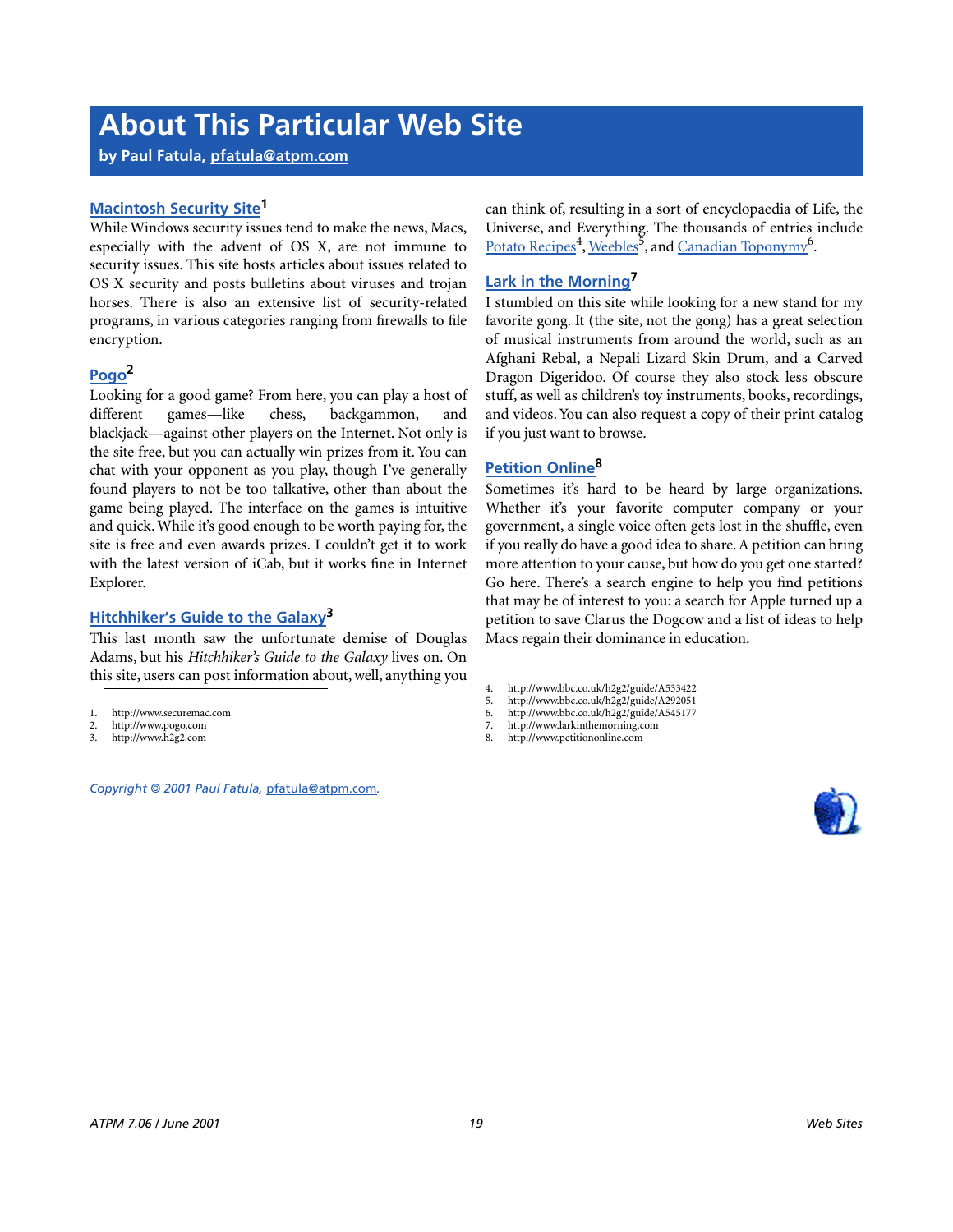# About This Particular Web Site

**by Paul Fatula, pfatula@atpm.com**

### Macintosh Security Site[1]

While Windows security issues tend to make the news, Macs, especially with the advent of OS X, are not immune to security issues. This site hosts articles about issues related to OS X security and posts bulletins about viruses and trojan horses. There is also an extensive list of security-related programs, in various categories ranging from firewalls to file encryption.

### Pogo[2]

Looking for a good game? From here, you can play a host of different games—like chess, backgammon, and blackjack—against other players on the Internet. Not only is the site free, but you can actually win prizes from it. You can chat with your opponent as you play, though I've generally found players to not be too talkative, other than about the game being played. The interface on the games is intuitive and quick. While it's good enough to be worth paying for, the site is free and even awards prizes. I couldn't get it to work with the latest version of iCab, but it works fine in Internet Explorer.

### Hitchhiker's Guide to the Galaxy[3]

This last month saw the unfortunate demise of Douglas Adams, but his *Hitchhiker's Guide to the Galaxy* lives on. On this site, users can post information about, well, anything you can think of, resulting in a sort of encyclopaedia of Life, the Universe, and Everything. The thousands of entries include Potato Recipes[4], Weebles[5], and Canadian Toponymy[6].

### Lark in the Morning[7]

I stumbled on this site while looking for a new stand for my favorite gong. It (the site, not the gong) has a great selection of musical instruments from around the world, such as an Afghani Rebal, a Nepali Lizard Skin Drum, and a Carved Dragon Digeridoo. Of course they also stock less obscure stuff, as well as children's toy instruments, books, recordings, and videos. You can also request a copy of their print catalog if you just want to browse.

### Petition Online[8]

Sometimes it's hard to be heard by large organizations. Whether it's your favorite computer company or your government, a single voice often gets lost in the shuffle, even if you really do have a good idea to share. A petition can bring more attention to your cause, but how do you get one started? Go here. There's a search engine to help you find petitions that may be of interest to you: a search for Apple turned up a petition to save Clarus the Dogcow and a list of ideas to help Macs regain their dominance in education.

---

1. http://www.securemac.com
2. http://www.pogo.com
3. http://www.h2g2.com
4. http://www.bbc.co.uk/h2g2/guide/A533422
5. http://www.bbc.co.uk/h2g2/guide/A292051
6. http://www.bbc.co.uk/h2g2/guide/A545177
7. http://www.larkinthemorning.com
8. http://www.petitiononline.com

*Copyright © 2001 Paul Fatula, pfatula@atpm.com.*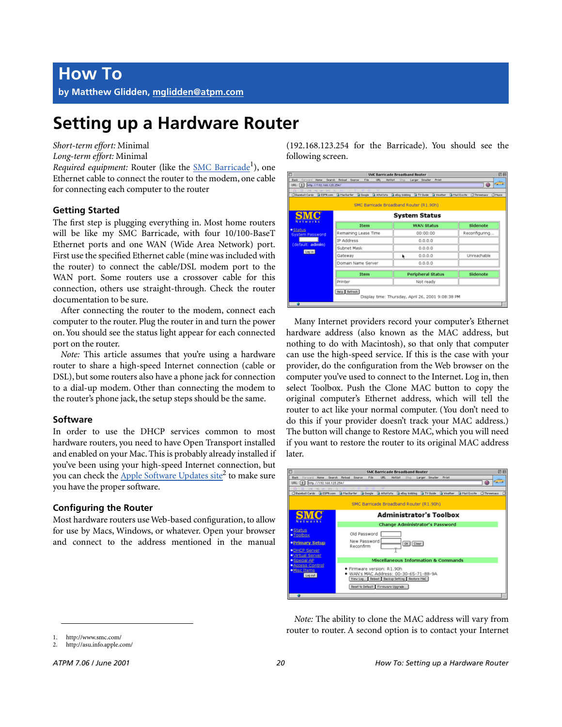# How To

**by Matthew Glidden, mglidden@atpm.com**

## Setting up a Hardware Router

*Short-term effort:* Minimal
*Long-term effort:* Minimal
*Required equipment:* Router (like the SMC Barricade[1]), one Ethernet cable to connect the router to the modem, one cable for connecting each computer to the router

### Getting Started

The first step is plugging everything in. Most home routers will be like my SMC Barricade, with four 10/100-BaseT Ethernet ports and one WAN (Wide Area Network) port. First use the specified Ethernet cable (mine was included with the router) to connect the cable/DSL modem port to the WAN port. Some routers use a crossover cable for this connection, others use straight-through. Check the router documentation to be sure.

After connecting the router to the modem, connect each computer to the router. Plug the router in and turn the power on. You should see the status light appear for each connected port on the router.

*Note:* This article assumes that you're using a hardware router to share a high-speed Internet connection (cable or DSL), but some routers also have a phone jack for connection to a dial-up modem. Other than connecting the modem to the router's phone jack, the setup steps should be the same.

### Software

In order to use the DHCP services common to most hardware routers, you need to have Open Transport installed and enabled on your Mac. This is probably already installed if you've been using your high-speed Internet connection, but you can check the Apple Software Updates site[2] to make sure you have the proper software.

### Configuring the Router

Most hardware routers use Web-based configuration, to allow for use by Macs, Windows, or whatever. Open your browser and connect to the address mentioned in the manual (192.168.123.254 for the Barricade). You should see the following screen.

Many Internet providers record your computer's Ethernet hardware address (also known as the MAC address, but nothing to do with Macintosh), so that only that computer can use the high-speed service. If this is the case with your provider, do the configuration from the Web browser on the computer you've used to connect to the Internet. Log in, then select Toolbox. Push the Clone MAC button to copy the original computer's Ethernet address, which will tell the router to act like your normal computer. (You don't need to do this if your provider doesn't track your MAC address.) The button will change to Restore MAC, which you will need if you want to restore the router to its original MAC address later.

*Note:* The ability to clone the MAC address will vary from router to router. A second option is to contact your Internet

1. http://www.smc.com/
2. http://asu.info.apple.com/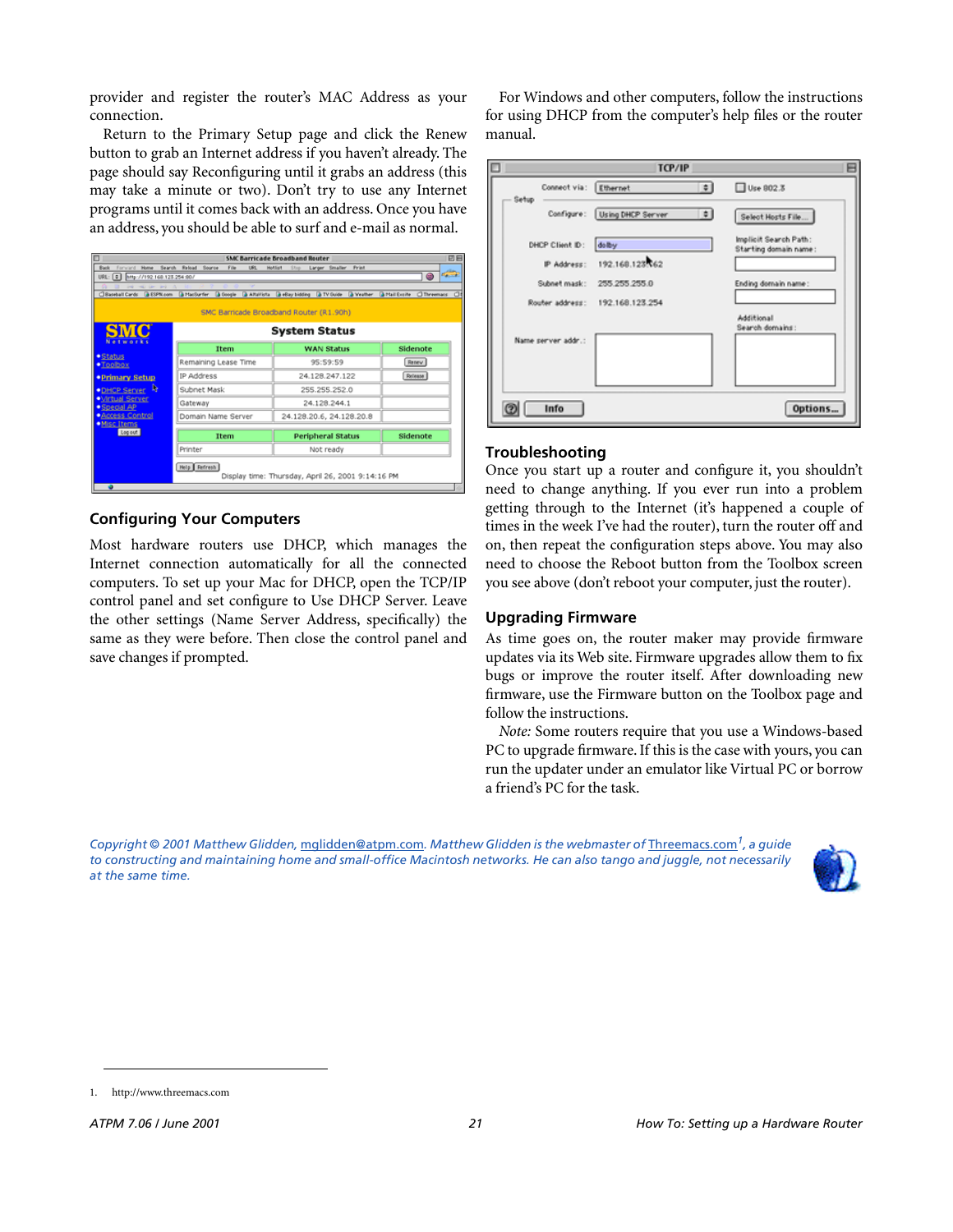provider and register the router's MAC Address as your connection.

Return to the Primary Setup page and click the Renew button to grab an Internet address if you haven't already. The page should say Reconfiguring until it grabs an address (this may take a minute or two). Don't try to use any Internet programs until it comes back with an address. Once you have an address, you should be able to surf and e-mail as normal.

### Configuring Your Computers

Most hardware routers use DHCP, which manages the Internet connection automatically for all the connected computers. To set up your Mac for DHCP, open the TCP/IP control panel and set configure to Use DHCP Server. Leave the other settings (Name Server Address, specifically) the same as they were before. Then close the control panel and save changes if prompted.

For Windows and other computers, follow the instructions for using DHCP from the computer's help files or the router manual.

### Troubleshooting

Once you start up a router and configure it, you shouldn't need to change anything. If you ever run into a problem getting through to the Internet (it's happened a couple of times in the week I've had the router), turn the router off and on, then repeat the configuration steps above. You may also need to choose the Reboot button from the Toolbox screen you see above (don't reboot your computer, just the router).

### Upgrading Firmware

As time goes on, the router maker may provide firmware updates via its Web site. Firmware upgrades allow them to fix bugs or improve the router itself. After downloading new firmware, use the Firmware button on the Toolbox page and follow the instructions.

*Note:* Some routers require that you use a Windows-based PC to upgrade firmware. If this is the case with yours, you can run the updater under an emulator like Virtual PC or borrow a friend's PC for the task.

*Copyright © 2001 Matthew Glidden, mglidden@atpm.com. Matthew Glidden is the webmaster of Threemacs.com[1], a guide to constructing and maintaining home and small-office Macintosh networks. He can also tango and juggle, not necessarily at the same time.*

1. http://www.threemacs.com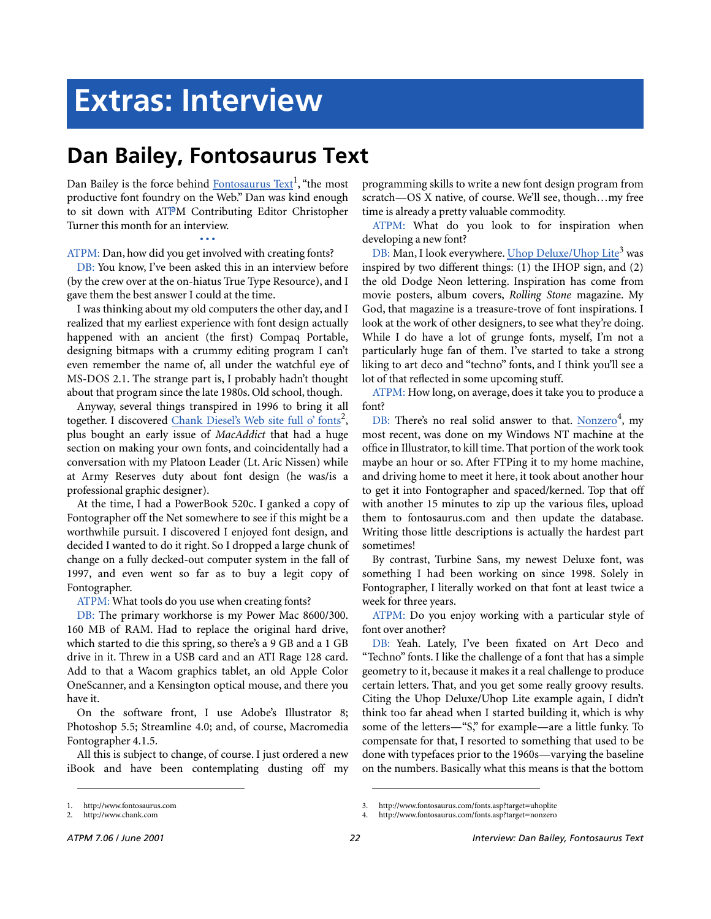# Extras: Interview

## Dan Bailey, Fontosaurus Text

Dan Bailey is the force behind Fontosaurus Text[1], "the most productive font foundry on the Web." Dan was kind enough to sit down with ATPM Contributing Editor Christopher Turner this month for an interview.

• • •

ATPM: Dan, how did you get involved with creating fonts?

DB: You know, I've been asked this in an interview before (by the crew over at the on-hiatus True Type Resource), and I gave them the best answer I could at the time.

I was thinking about my old computers the other day, and I realized that my earliest experience with font design actually happened with an ancient (the first) Compaq Portable, designing bitmaps with a crummy editing program I can't even remember the name of, all under the watchful eye of MS-DOS 2.1. The strange part is, I probably hadn't thought about that program since the late 1980s. Old school, though.

Anyway, several things transpired in 1996 to bring it all together. I discovered Chank Diesel's Web site full o' fonts[2], plus bought an early issue of *MacAddict* that had a huge section on making your own fonts, and coincidentally had a conversation with my Platoon Leader (Lt. Aric Nissen) while at Army Reserves duty about font design (he was/is a professional graphic designer).

At the time, I had a PowerBook 520c. I ganked a copy of Fontographer off the Net somewhere to see if this might be a worthwhile pursuit. I discovered I enjoyed font design, and decided I wanted to do it right. So I dropped a large chunk of change on a fully decked-out computer system in the fall of 1997, and even went so far as to buy a legit copy of Fontographer.

ATPM: What tools do you use when creating fonts?

DB: The primary workhorse is my Power Mac 8600/300. 160 MB of RAM. Had to replace the original hard drive, which started to die this spring, so there's a 9 GB and a 1 GB drive in it. Threw in a USB card and an ATI Rage 128 card. Add to that a Wacom graphics tablet, an old Apple Color OneScanner, and a Kensington optical mouse, and there you have it.

On the software front, I use Adobe's Illustrator 8; Photoshop 5.5; Streamline 4.0; and, of course, Macromedia Fontographer 4.1.5.

All this is subject to change, of course. I just ordered a new iBook and have been contemplating dusting off my programming skills to write a new font design program from scratch—OS X native, of course. We'll see, though…my free time is already a pretty valuable commodity.

ATPM: What do you look to for inspiration when developing a new font?

DB: Man, I look everywhere. Uhop Deluxe/Uhop Lite[3] was inspired by two different things: (1) the IHOP sign, and (2) the old Dodge Neon lettering. Inspiration has come from movie posters, album covers, *Rolling Stone* magazine. My God, that magazine is a treasure-trove of font inspirations. I look at the work of other designers, to see what they're doing. While I do have a lot of grunge fonts, myself, I'm not a particularly huge fan of them. I've started to take a strong liking to art deco and "techno" fonts, and I think you'll see a lot of that reflected in some upcoming stuff.

ATPM: How long, on average, does it take you to produce a font?

DB: There's no real solid answer to that. Nonzero[4], my most recent, was done on my Windows NT machine at the office in Illustrator, to kill time. That portion of the work took maybe an hour or so. After FTPing it to my home machine, and driving home to meet it here, it took about another hour to get it into Fontographer and spaced/kerned. Top that off with another 15 minutes to zip up the various files, upload them to fontosaurus.com and then update the database. Writing those little descriptions is actually the hardest part sometimes!

By contrast, Turbine Sans, my newest Deluxe font, was something I had been working on since 1998. Solely in Fontographer, I literally worked on that font at least twice a week for three years.

ATPM: Do you enjoy working with a particular style of font over another?

DB: Yeah. Lately, I've been fixated on Art Deco and "Techno" fonts. I like the challenge of a font that has a simple geometry to it, because it makes it a real challenge to produce certain letters. That, and you get some really groovy results. Citing the Uhop Deluxe/Uhop Lite example again, I didn't think too far ahead when I started building it, which is why some of the letters—"S," for example—are a little funky. To compensate for that, I resorted to something that used to be done with typefaces prior to the 1960s—varying the baseline on the numbers. Basically what this means is that the bottom

1. http://www.fontosaurus.com
2. http://www.chank.com
3. http://www.fontosaurus.com/fonts.asp?target=uhoplite
4. http://www.fontosaurus.com/fonts.asp?target=nonzero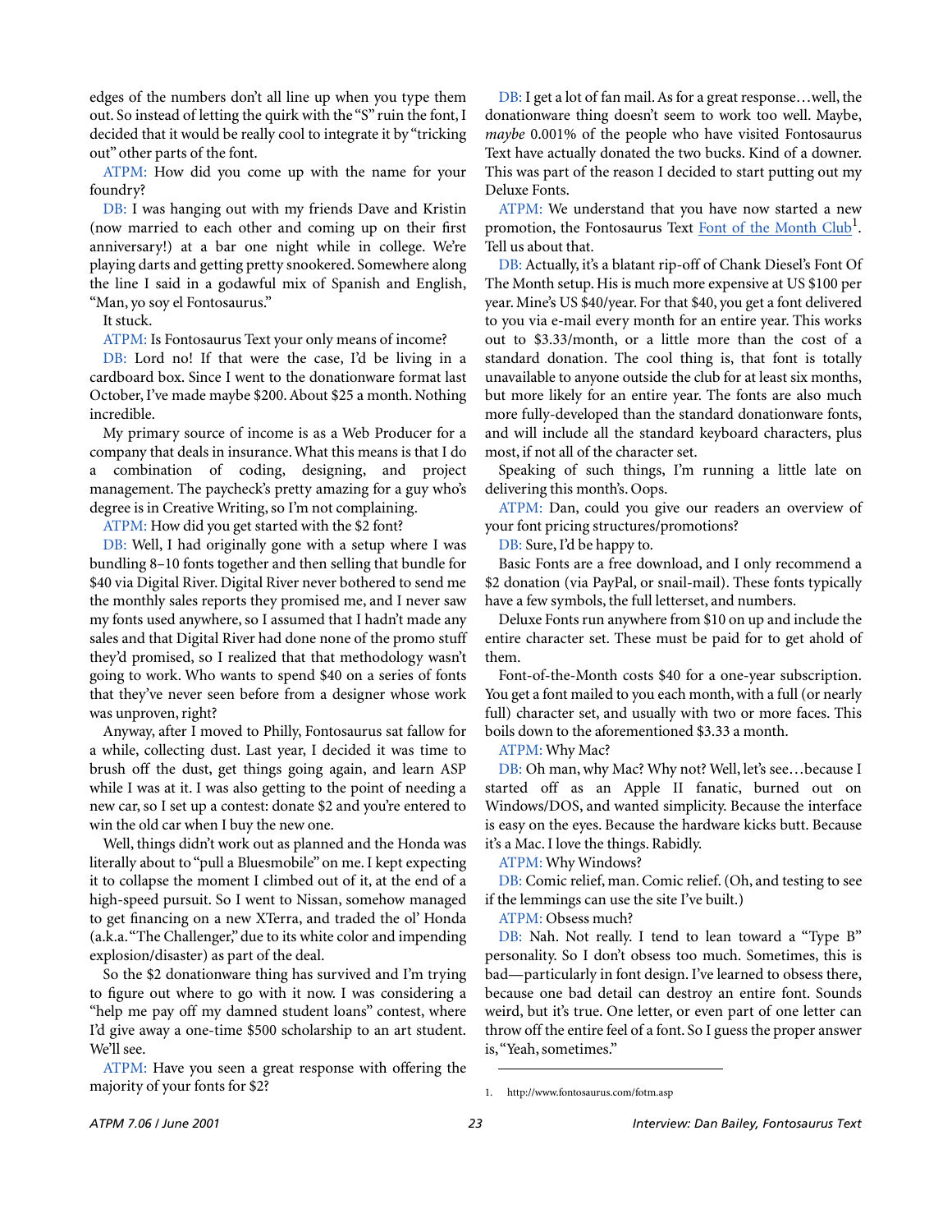edges of the numbers don't all line up when you type them out. So instead of letting the quirk with the "S" ruin the font, I decided that it would be really cool to integrate it by "tricking out" other parts of the font.

ATPM: How did you come up with the name for your foundry?

DB: I was hanging out with my friends Dave and Kristin (now married to each other and coming up on their first anniversary!) at a bar one night while in college. We're playing darts and getting pretty snookered. Somewhere along the line I said in a godawful mix of Spanish and English, "Man, yo soy el Fontosaurus."

It stuck.

ATPM: Is Fontosaurus Text your only means of income?

DB: Lord no! If that were the case, I'd be living in a cardboard box. Since I went to the donationware format last October, I've made maybe $200. About $25 a month. Nothing incredible.

My primary source of income is as a Web Producer for a company that deals in insurance. What this means is that I do a combination of coding, designing, and project management. The paycheck's pretty amazing for a guy who's degree is in Creative Writing, so I'm not complaining.

ATPM: How did you get started with the $2 font?

DB: Well, I had originally gone with a setup where I was bundling 8–10 fonts together and then selling that bundle for $40 via Digital River. Digital River never bothered to send me the monthly sales reports they promised me, and I never saw my fonts used anywhere, so I assumed that I hadn't made any sales and that Digital River had done none of the promo stuff they'd promised, so I realized that that methodology wasn't going to work. Who wants to spend $40 on a series of fonts that they've never seen before from a designer whose work was unproven, right?

Anyway, after I moved to Philly, Fontosaurus sat fallow for a while, collecting dust. Last year, I decided it was time to brush off the dust, get things going again, and learn ASP while I was at it. I was also getting to the point of needing a new car, so I set up a contest: donate $2 and you're entered to win the old car when I buy the new one.

Well, things didn't work out as planned and the Honda was literally about to "pull a Bluesmobile" on me. I kept expecting it to collapse the moment I climbed out of it, at the end of a high-speed pursuit. So I went to Nissan, somehow managed to get financing on a new XTerra, and traded the ol' Honda (a.k.a. "The Challenger," due to its white color and impending explosion/disaster) as part of the deal.

So the $2 donationware thing has survived and I'm trying to figure out where to go with it now. I was considering a "help me pay off my damned student loans" contest, where I'd give away a one-time $500 scholarship to an art student. We'll see.

ATPM: Have you seen a great response with offering the majority of your fonts for $2?

DB: I get a lot of fan mail. As for a great response…well, the donationware thing doesn't seem to work too well. Maybe, *maybe* 0.001% of the people who have visited Fontosaurus Text have actually donated the two bucks. Kind of a downer. This was part of the reason I decided to start putting out my Deluxe Fonts.

ATPM: We understand that you have now started a new promotion, the Fontosaurus Text [Font of the Month Club](http://www.fontosaurus.com/fotm.asp)[1]. Tell us about that.

DB: Actually, it's a blatant rip-off of Chank Diesel's Font Of The Month setup. His is much more expensive at US $100 per year. Mine's US $40/year. For that $40, you get a font delivered to you via e-mail every month for an entire year. This works out to $3.33/month, or a little more than the cost of a standard donation. The cool thing is, that font is totally unavailable to anyone outside the club for at least six months, but more likely for an entire year. The fonts are also much more fully-developed than the standard donationware fonts, and will include all the standard keyboard characters, plus most, if not all of the character set.

Speaking of such things, I'm running a little late on delivering this month's. Oops.

ATPM: Dan, could you give our readers an overview of your font pricing structures/promotions?

DB: Sure, I'd be happy to.

Basic Fonts are a free download, and I only recommend a $2 donation (via PayPal, or snail-mail). These fonts typically have a few symbols, the full letterset, and numbers.

Deluxe Fonts run anywhere from $10 on up and include the entire character set. These must be paid for to get ahold of them.

Font-of-the-Month costs $40 for a one-year subscription. You get a font mailed to you each month, with a full (or nearly full) character set, and usually with two or more faces. This boils down to the aforementioned $3.33 a month.

ATPM: Why Mac?

DB: Oh man, why Mac? Why not? Well, let's see…because I started off as an Apple II fanatic, burned out on Windows/DOS, and wanted simplicity. Because the interface is easy on the eyes. Because the hardware kicks butt. Because it's a Mac. I love the things. Rabidly.

ATPM: Why Windows?

DB: Comic relief, man. Comic relief. (Oh, and testing to see if the lemmings can use the site I've built.)

ATPM: Obsess much?

DB: Nah. Not really. I tend to lean toward a "Type B" personality. So I don't obsess too much. Sometimes, this is bad—particularly in font design. I've learned to obsess there, because one bad detail can destroy an entire font. Sounds weird, but it's true. One letter, or even part of one letter can throw off the entire feel of a font. So I guess the proper answer is, "Yeah, sometimes."

---

1. http://www.fontosaurus.com/fotm.asp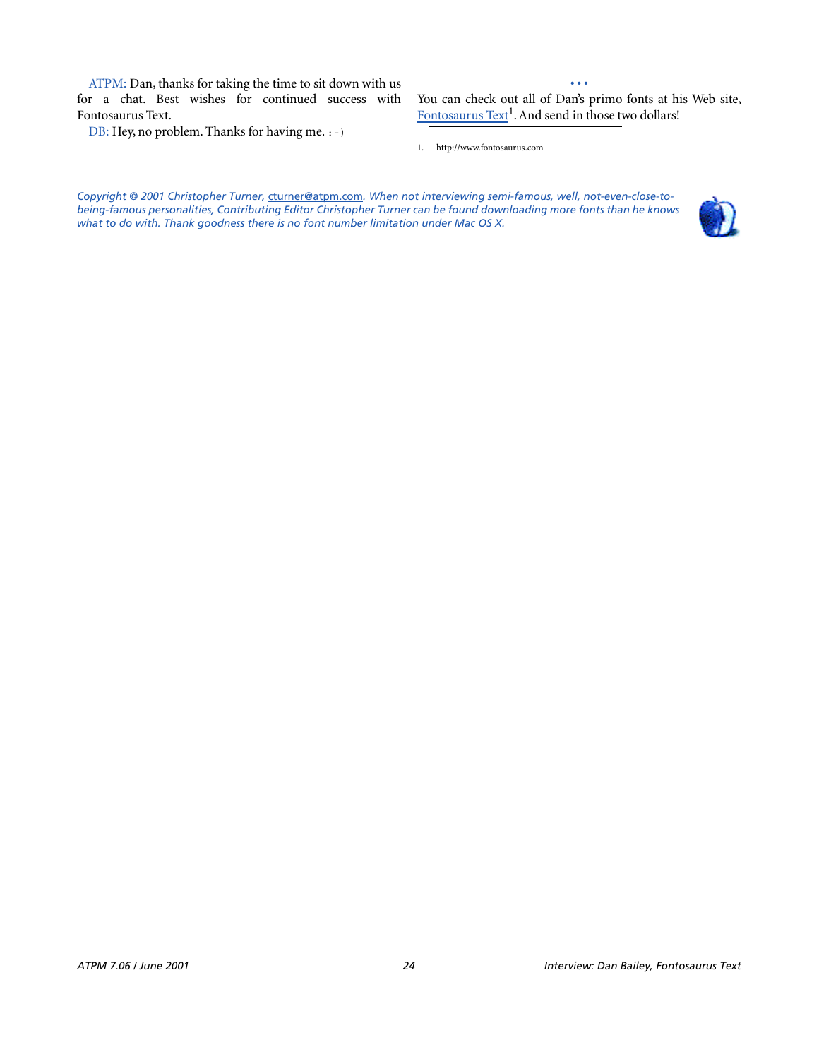ATPM: Dan, thanks for taking the time to sit down with us for a chat. Best wishes for continued success with Fontosaurus Text.

DB: Hey, no problem. Thanks for having me. : - )

• • •

You can check out all of Dan's primo fonts at his Web site, Fontosaurus Text[1]. And send in those two dollars!

1. http://www.fontosaurus.com

*Copyright © 2001 Christopher Turner, cturner@atpm.com. When not interviewing semi-famous, well, not-even-close-to-being-famous personalities, Contributing Editor Christopher Turner can be found downloading more fonts than he knows what to do with. Thank goodness there is no font number limitation under Mac OS X.*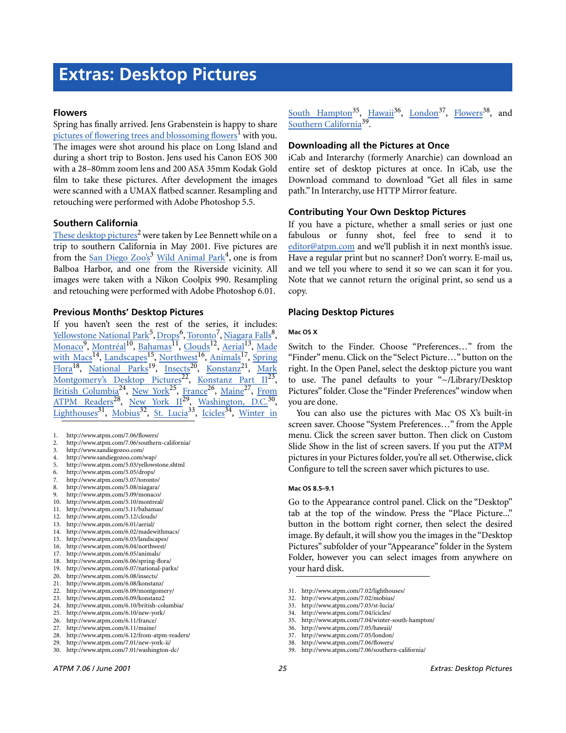# Extras: Desktop Pictures

### Flowers

Spring has finally arrived. Jens Grabenstein is happy to share pictures of flowering trees and blossoming flowers[1] with you. The images were shot around his place on Long Island and during a short trip to Boston. Jens used his Canon EOS 300 with a 28–80mm zoom lens and 200 ASA 35mm Kodak Gold film to take these pictures. After development the images were scanned with a UMAX flatbed scanner. Resampling and retouching were performed with Adobe Photoshop 5.5.

### Southern California

These desktop pictures[2] were taken by Lee Bennett while on a trip to southern California in May 2001. Five pictures are from the San Diego Zoo's[3] Wild Animal Park[4], one is from Balboa Harbor, and one from the Riverside vicinity. All images were taken with a Nikon Coolpix 990. Resampling and retouching were performed with Adobe Photoshop 6.01.

### Previous Months' Desktop Pictures

If you haven't seen the rest of the series, it includes: Yellowstone National Park[5], Drops[6], Toronto[7], Niagara Falls[8], Monaco[9], Montréal[10], Bahamas[11], Clouds[12], Aerial[13], Made with Macs[14], Landscapes[15], Northwest[16], Animals[17], Spring Flora[18], National Parks[19], Insects[20], Konstanz[21], Mark Montgomery's Desktop Pictures[22], Konstanz Part II[23], British Columbia[24], New York[25], France[26], Maine[27], From ATPM Readers[28], New York II[29], Washington, D.C.[30], Lighthouses[31], Mobius[32], St. Lucia[33], Icicles[34], Winter in South Hampton[35], Hawaii[36], London[37], Flowers[38], and Southern California[39].

1. http://www.atpm.com/7.06/flowers/
2. http://www.atpm.com/7.06/southern-california/
3. http://www.sandiegozoo.com/
4. http://www.sandiegozoo.com/wap/
5. http://www.atpm.com/5.03/yellowstone.shtml
6. http://www.atpm.com/5.05/drops/
7. http://www.atpm.com/5.07/toronto/
8. http://www.atpm.com/5.08/niagara/
9. http://www.atpm.com/5.09/monaco/
10. http://www.atpm.com/5.10/montreal/
11. http://www.atpm.com/5.11/bahamas/
12. http://www.atpm.com/5.12/clouds/
13. http://www.atpm.com/6.01/aerial/
14. http://www.atpm.com/6.02/madewithmacs/
15. http://www.atpm.com/6.03/landscapes/
16. http://www.atpm.com/6.04/northwest/
17. http://www.atpm.com/6.05/animals/
18. http://www.atpm.com/6.06/spring-flora/
19. http://www.atpm.com/6.07/national-parks/
20. http://www.atpm.com/6.08/insects/
21. http://www.atpm.com/6.08/konstanz/
22. http://www.atpm.com/6.09/montgomery/
23. http://www.atpm.com/6.09/konstanz2
24. http://www.atpm.com/6.10/british-columbia/
25. http://www.atpm.com/6.10/new-york/
26. http://www.atpm.com/6.11/france/
27. http://www.atpm.com/6.11/maine/
28. http://www.atpm.com/6.12/from-atpm-readers/
29. http://www.atpm.com/7.01/new-york-ii/
30. http://www.atpm.com/7.01/washington-dc/

### Downloading all the Pictures at Once

iCab and Interarchy (formerly Anarchie) can download an entire set of desktop pictures at once. In iCab, use the Download command to download "Get all files in same path." In Interarchy, use HTTP Mirror feature.

### Contributing Your Own Desktop Pictures

If you have a picture, whether a small series or just one fabulous or funny shot, feel free to send it to editor@atpm.com and we'll publish it in next month's issue. Have a regular print but no scanner? Don't worry. E-mail us, and we tell you where to send it so we can scan it for you. Note that we cannot return the original print, so send us a copy.

### Placing Desktop Pictures

#### Mac OS X

Switch to the Finder. Choose "Preferences…" from the "Finder" menu. Click on the "Select Picture…" button on the right. In the Open Panel, select the desktop picture you want to use. The panel defaults to your "~/Library/Desktop Pictures" folder. Close the "Finder Preferences" window when you are done.

You can also use the pictures with Mac OS X's built-in screen saver. Choose "System Preferences…" from the Apple menu. Click the screen saver button. Then click on Custom Slide Show in the list of screen savers. If you put the ATPM pictures in your Pictures folder, you're all set. Otherwise, click Configure to tell the screen saver which pictures to use.

#### Mac OS 8.5–9.1

Go to the Appearance control panel. Click on the "Desktop" tab at the top of the window. Press the "Place Picture..." button in the bottom right corner, then select the desired image. By default, it will show you the images in the "Desktop Pictures" subfolder of your "Appearance" folder in the System Folder, however you can select images from anywhere on your hard disk.

31. http://www.atpm.com/7.02/lighthouses/
32. http://www.atpm.com/7.02/mobius/
33. http://www.atpm.com/7.03/st-lucia/
34. http://www.atpm.com/7.04/icicles/
35. http://www.atpm.com/7.04/winter-south-hampton/
36. http://www.atpm.com/7.05/hawaii/
37. http://www.atpm.com/7.05/london/
38. http://www.atpm.com/7.06/flowers/
39. http://www.atpm.com/7.06/southern-california/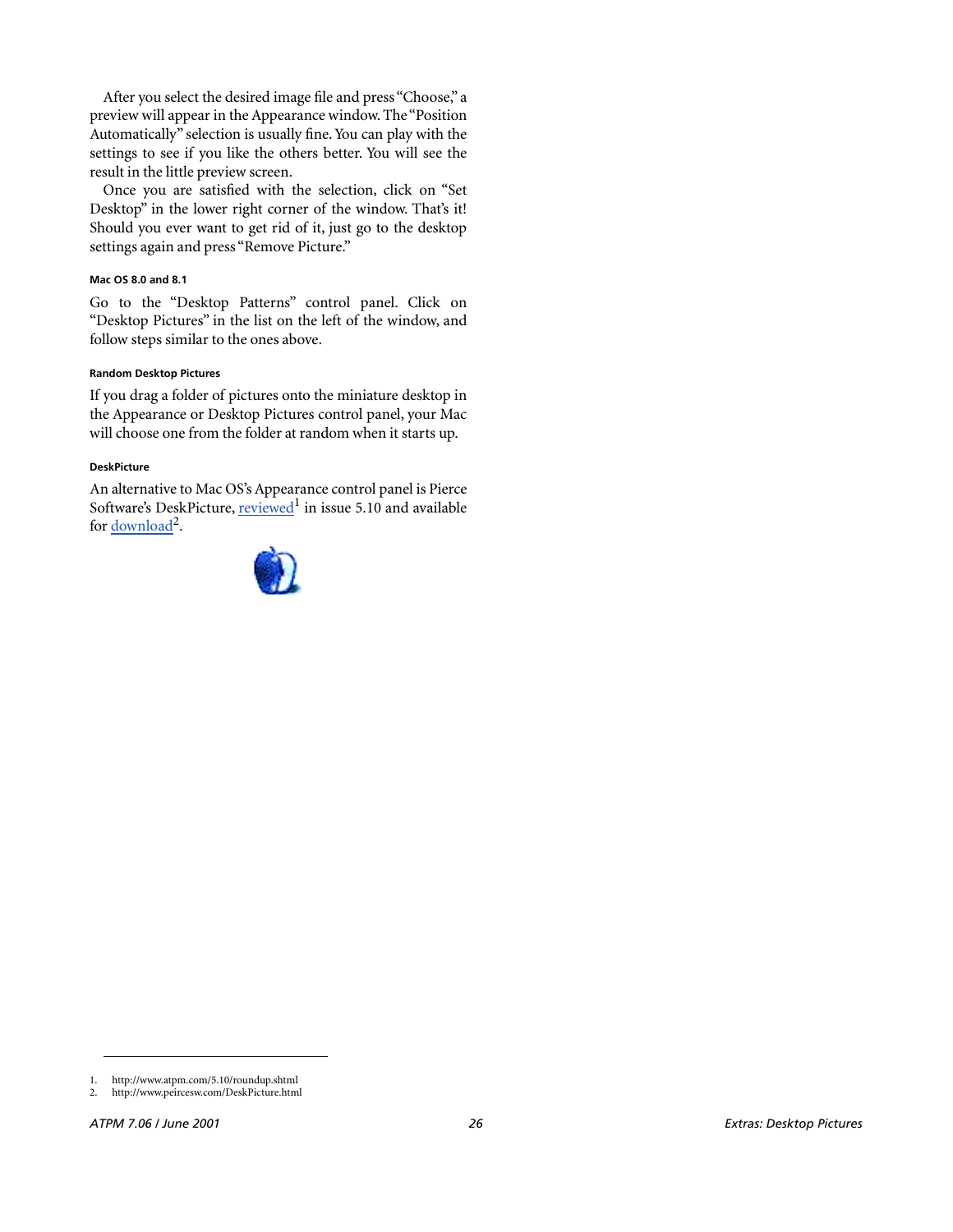After you select the desired image file and press "Choose," a preview will appear in the Appearance window. The "Position Automatically" selection is usually fine. You can play with the settings to see if you like the others better. You will see the result in the little preview screen.

Once you are satisfied with the selection, click on "Set Desktop" in the lower right corner of the window. That's it! Should you ever want to get rid of it, just go to the desktop settings again and press "Remove Picture."

#### Mac OS 8.0 and 8.1

Go to the "Desktop Patterns" control panel. Click on "Desktop Pictures" in the list on the left of the window, and follow steps similar to the ones above.

#### Random Desktop Pictures

If you drag a folder of pictures onto the miniature desktop in the Appearance or Desktop Pictures control panel, your Mac will choose one from the folder at random when it starts up.

#### DeskPicture

An alternative to Mac OS's Appearance control panel is Pierce Software's DeskPicture, reviewed[1] in issue 5.10 and available for download[2].

1. http://www.atpm.com/5.10/roundup.shtml
2. http://www.peircesw.com/DeskPicture.html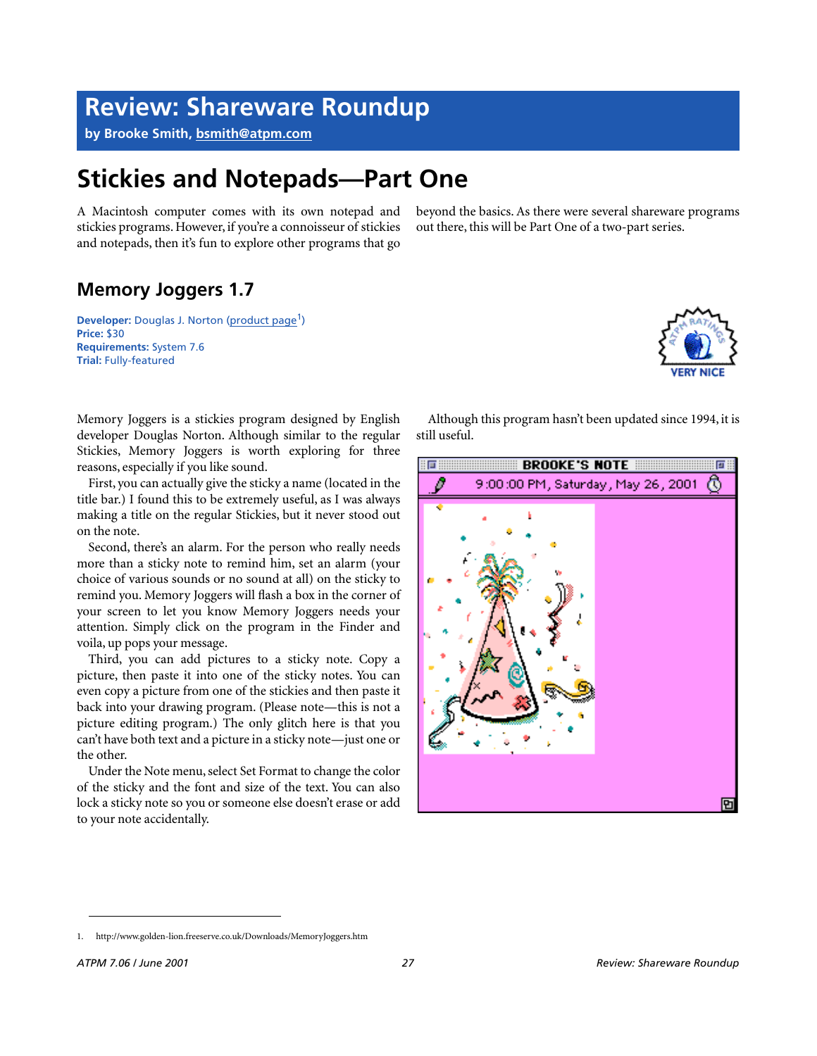# Review: Shareware Roundup

**by Brooke Smith, bsmith@atpm.com**

# Stickies and Notepads—Part One

A Macintosh computer comes with its own notepad and stickies programs. However, if you're a connoisseur of stickies and notepads, then it's fun to explore other programs that go beyond the basics. As there were several shareware programs out there, this will be Part One of a two-part series.

## Memory Joggers 1.7

**Developer:** Douglas J. Norton (product page[1])
**Price:** $30
**Requirements:** System 7.6
**Trial:** Fully-featured

VERY NICE

Memory Joggers is a stickies program designed by English developer Douglas Norton. Although similar to the regular Stickies, Memory Joggers is worth exploring for three reasons, especially if you like sound.

First, you can actually give the sticky a name (located in the title bar.) I found this to be extremely useful, as I was always making a title on the regular Stickies, but it never stood out on the note.

Second, there's an alarm. For the person who really needs more than a sticky note to remind him, set an alarm (your choice of various sounds or no sound at all) on the sticky to remind you. Memory Joggers will flash a box in the corner of your screen to let you know Memory Joggers needs your attention. Simply click on the program in the Finder and voila, up pops your message.

Third, you can add pictures to a sticky note. Copy a picture, then paste it into one of the sticky notes. You can even copy a picture from one of the stickies and then paste it back into your drawing program. (Please note—this is not a picture editing program.) The only glitch here is that you can't have both text and a picture in a sticky note—just one or the other.

Under the Note menu, select Set Format to change the color of the sticky and the font and size of the text. You can also lock a sticky note so you or someone else doesn't erase or add to your note accidentally.

Although this program hasn't been updated since 1994, it is still useful.

1. http://www.golden-lion.freeserve.co.uk/Downloads/MemoryJoggers.htm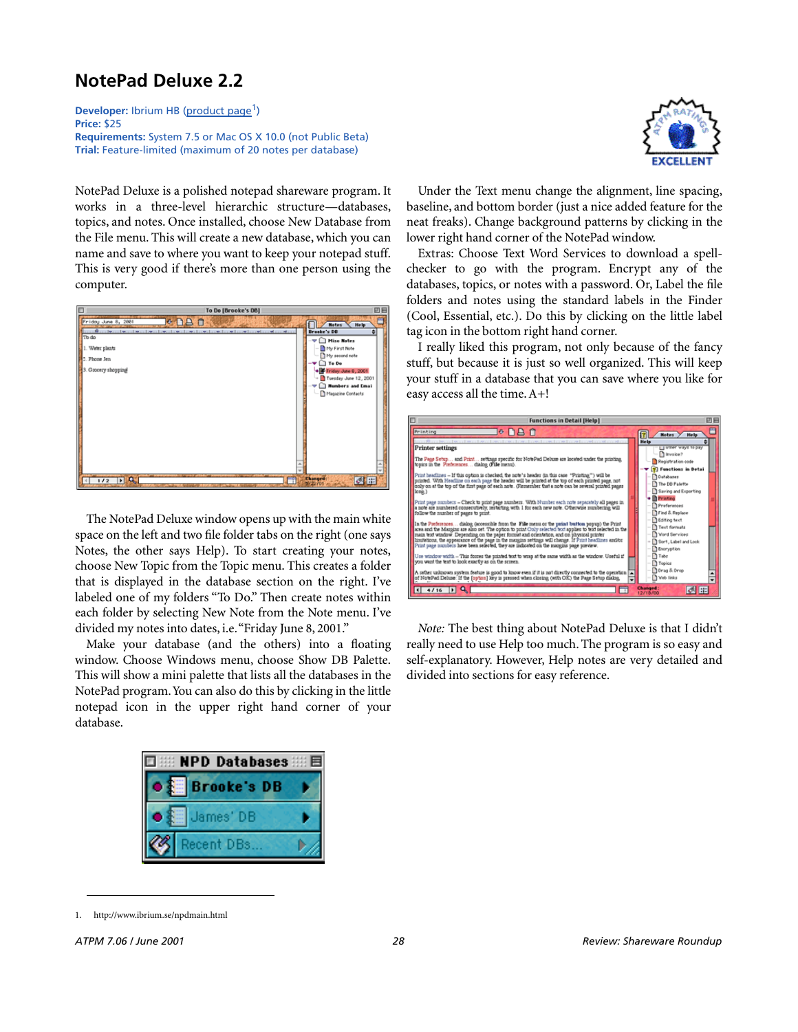## NotePad Deluxe 2.2

**Developer:** Ibrium HB (product page[1])
**Price:** $25
**Requirements:** System 7.5 or Mac OS X 10.0 (not Public Beta)
**Trial:** Feature-limited (maximum of 20 notes per database)

NotePad Deluxe is a polished notepad shareware program. It works in a three-level hierarchic structure—databases, topics, and notes. Once installed, choose New Database from the File menu. This will create a new database, which you can name and save to where you want to keep your notepad stuff. This is very good if there's more than one person using the computer.

The NotePad Deluxe window opens up with the main white space on the left and two file folder tabs on the right (one says Notes, the other says Help). To start creating your notes, choose New Topic from the Topic menu. This creates a folder that is displayed in the database section on the right. I've labeled one of my folders "To Do." Then create notes within each folder by selecting New Note from the Note menu. I've divided my notes into dates, i.e. "Friday June 8, 2001."

Make your database (and the others) into a floating window. Choose Windows menu, choose Show DB Palette. This will show a mini palette that lists all the databases in the NotePad program. You can also do this by clicking in the little notepad icon in the upper right hand corner of your database.

Under the Text menu change the alignment, line spacing, baseline, and bottom border (just a nice added feature for the neat freaks). Change background patterns by clicking in the lower right hand corner of the NotePad window.

Extras: Choose Text Word Services to download a spell-checker to go with the program. Encrypt any of the databases, topics, or notes with a password. Or, Label the file folders and notes using the standard labels in the Finder (Cool, Essential, etc.). Do this by clicking on the little label tag icon in the bottom right hand corner.

I really liked this program, not only because of the fancy stuff, but because it is just so well organized. This will keep your stuff in a database that you can save where you like for easy access all the time. A+!

*Note:* The best thing about NotePad Deluxe is that I didn't really need to use Help too much. The program is so easy and self-explanatory. However, Help notes are very detailed and divided into sections for easy reference.

1. http://www.ibrium.se/npdmain.html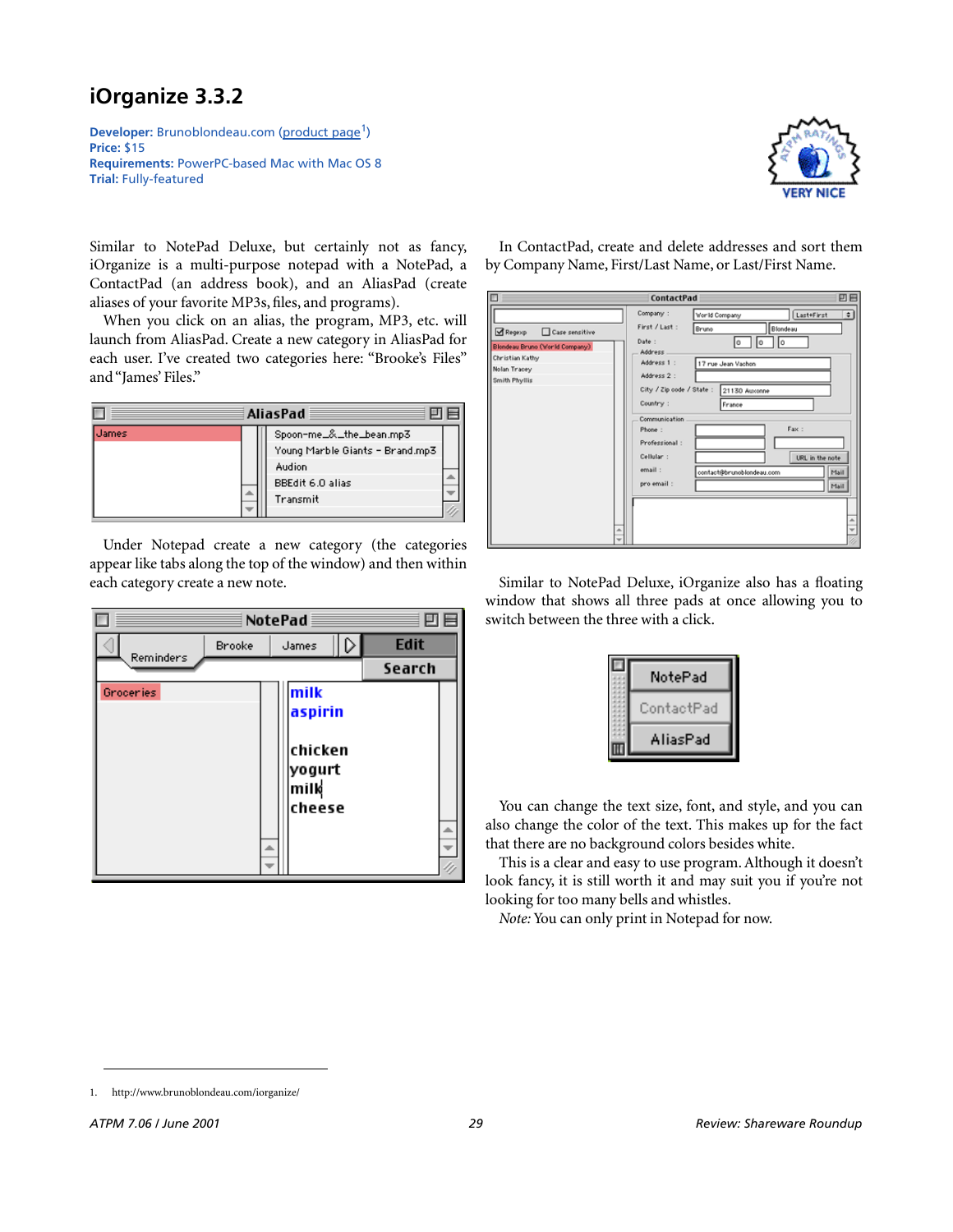## iOrganize 3.3.2

**Developer:** Brunoblondeau.com (product page[1])
**Price:** $15
**Requirements:** PowerPC-based Mac with Mac OS 8
**Trial:** Fully-featured

VERY NICE

Similar to NotePad Deluxe, but certainly not as fancy, iOrganize is a multi-purpose notepad with a NotePad, a ContactPad (an address book), and an AliasPad (create aliases of your favorite MP3s, files, and programs).

When you click on an alias, the program, MP3, etc. will launch from AliasPad. Create a new category in AliasPad for each user. I've created two categories here: "Brooke's Files" and "James' Files."

Under Notepad create a new category (the categories appear like tabs along the top of the window) and then within each category create a new note.

In ContactPad, create and delete addresses and sort them by Company Name, First/Last Name, or Last/First Name.

Similar to NotePad Deluxe, iOrganize also has a floating window that shows all three pads at once allowing you to switch between the three with a click.

You can change the text size, font, and style, and you can also change the color of the text. This makes up for the fact that there are no background colors besides white.

This is a clear and easy to use program. Although it doesn't look fancy, it is still worth it and may suit you if you're not looking for too many bells and whistles.

*Note:* You can only print in Notepad for now.

1. http://www.brunoblondeau.com/iorganize/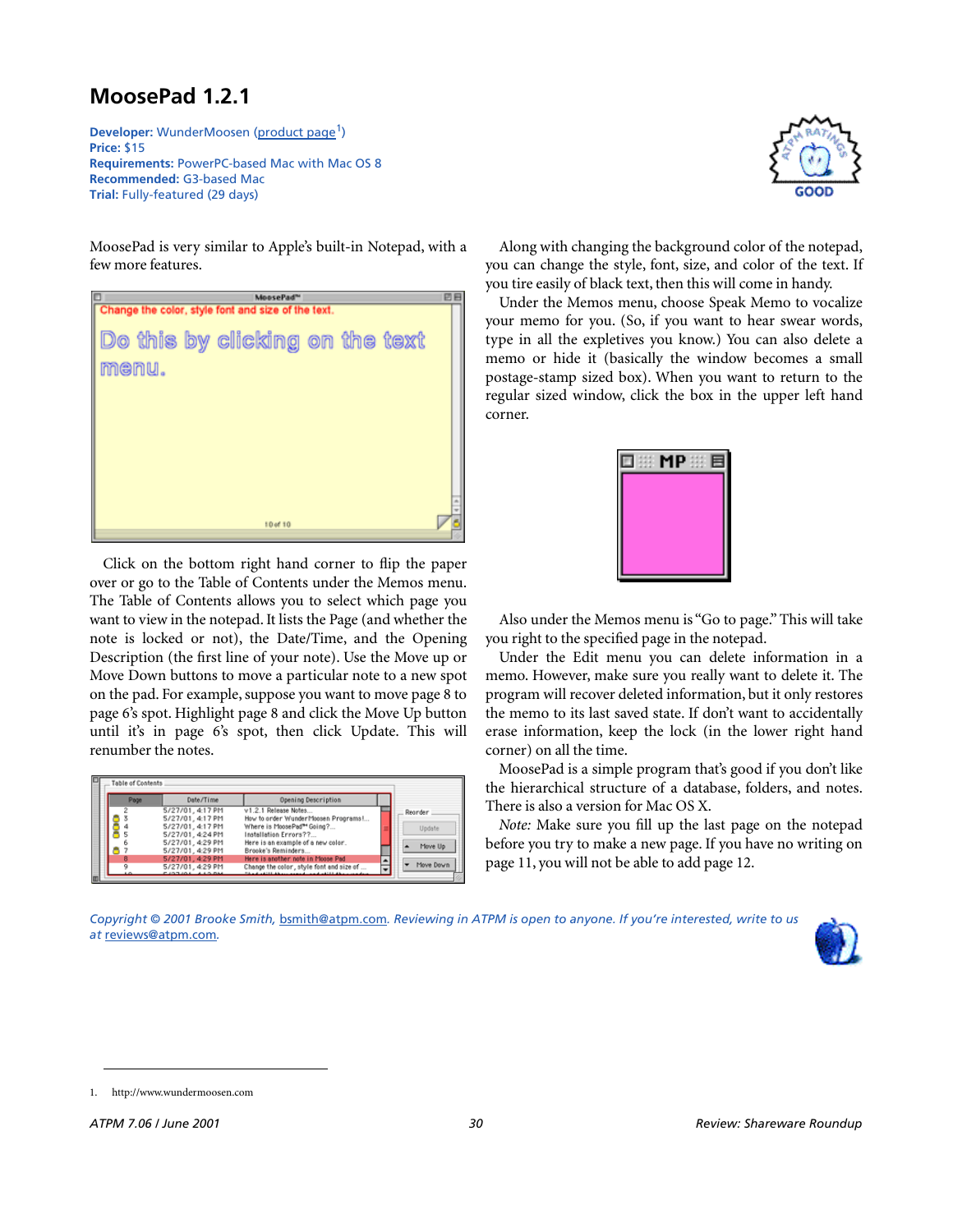## MoosePad 1.2.1

**Developer:** WunderMoosen (product page[1])
**Price:** $15
**Requirements:** PowerPC-based Mac with Mac OS 8
**Recommended:** G3-based Mac
**Trial:** Fully-featured (29 days)

MoosePad is very similar to Apple's built-in Notepad, with a few more features.

Click on the bottom right hand corner to flip the paper over or go to the Table of Contents under the Memos menu. The Table of Contents allows you to select which page you want to view in the notepad. It lists the Page (and whether the note is locked or not), the Date/Time, and the Opening Description (the first line of your note). Use the Move up or Move Down buttons to move a particular note to a new spot on the pad. For example, suppose you want to move page 8 to page 6's spot. Highlight page 8 and click the Move Up button until it's in page 6's spot, then click Update. This will renumber the notes.

Along with changing the background color of the notepad, you can change the style, font, size, and color of the text. If you tire easily of black text, then this will come in handy.

Under the Memos menu, choose Speak Memo to vocalize your memo for you. (So, if you want to hear swear words, type in all the expletives you know.) You can also delete a memo or hide it (basically the window becomes a small postage-stamp sized box). When you want to return to the regular sized window, click the box in the upper left hand corner.

Also under the Memos menu is "Go to page." This will take you right to the specified page in the notepad.

Under the Edit menu you can delete information in a memo. However, make sure you really want to delete it. The program will recover deleted information, but it only restores the memo to its last saved state. If don't want to accidentally erase information, keep the lock (in the lower right hand corner) on all the time.

MoosePad is a simple program that's good if you don't like the hierarchical structure of a database, folders, and notes. There is also a version for Mac OS X.

*Note:* Make sure you fill up the last page on the notepad before you try to make a new page. If you have no writing on page 11, you will not be able to add page 12.

*Copyright © 2001 Brooke Smith, bsmith@atpm.com. Reviewing in ATPM is open to anyone. If you're interested, write to us at reviews@atpm.com.*

1. http://www.wundermoosen.com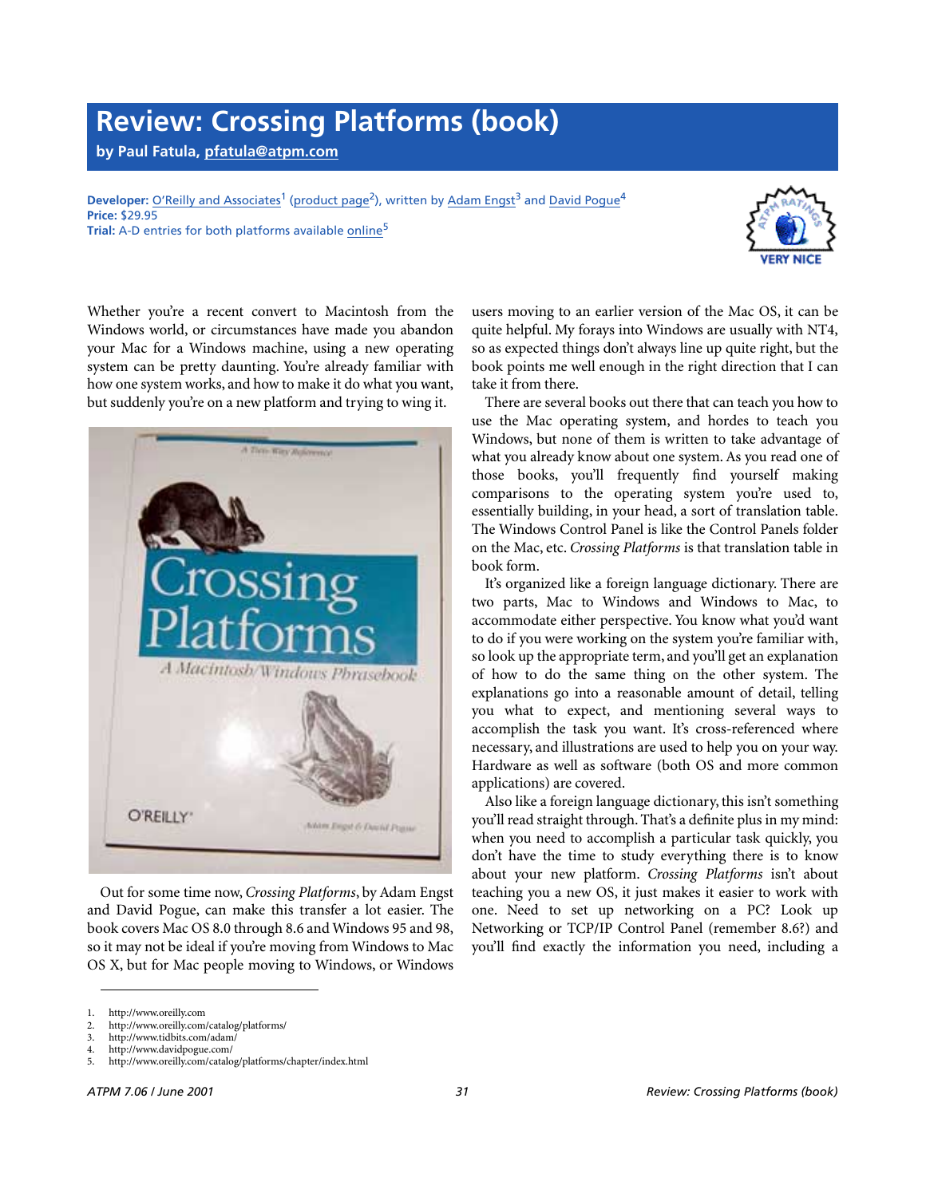# Review: Crossing Platforms (book)

**by Paul Fatula, pfatula@atpm.com**

**Developer:** O'Reilly and Associates[1] (product page[2]), written by Adam Engst[3] and David Pogue[4]
**Price:** $29.95
**Trial:** A-D entries for both platforms available online[5]

VERY NICE

Whether you're a recent convert to Macintosh from the Windows world, or circumstances have made you abandon your Mac for a Windows machine, using a new operating system can be pretty daunting. You're already familiar with how one system works, and how to make it do what you want, but suddenly you're on a new platform and trying to wing it.

Out for some time now, *Crossing Platforms*, by Adam Engst and David Pogue, can make this transfer a lot easier. The book covers Mac OS 8.0 through 8.6 and Windows 95 and 98, so it may not be ideal if you're moving from Windows to Mac OS X, but for Mac people moving to Windows, or Windows users moving to an earlier version of the Mac OS, it can be quite helpful. My forays into Windows are usually with NT4, so as expected things don't always line up quite right, but the book points me well enough in the right direction that I can take it from there.

There are several books out there that can teach you how to use the Mac operating system, and hordes to teach you Windows, but none of them is written to take advantage of what you already know about one system. As you read one of those books, you'll frequently find yourself making comparisons to the operating system you're used to, essentially building, in your head, a sort of translation table. The Windows Control Panel is like the Control Panels folder on the Mac, etc. *Crossing Platforms* is that translation table in book form.

It's organized like a foreign language dictionary. There are two parts, Mac to Windows and Windows to Mac, to accommodate either perspective. You know what you'd want to do if you were working on the system you're familiar with, so look up the appropriate term, and you'll get an explanation of how to do the same thing on the other system. The explanations go into a reasonable amount of detail, telling you what to expect, and mentioning several ways to accomplish the task you want. It's cross-referenced where necessary, and illustrations are used to help you on your way. Hardware as well as software (both OS and more common applications) are covered.

Also like a foreign language dictionary, this isn't something you'll read straight through. That's a definite plus in my mind: when you need to accomplish a particular task quickly, you don't have the time to study everything there is to know about your new platform. *Crossing Platforms* isn't about teaching you a new OS, it just makes it easier to work with one. Need to set up networking on a PC? Look up Networking or TCP/IP Control Panel (remember 8.6?) and you'll find exactly the information you need, including a

---

1. http://www.oreilly.com
2. http://www.oreilly.com/catalog/platforms/
3. http://www.tidbits.com/adam/
4. http://www.davidpogue.com/
5. http://www.oreilly.com/catalog/platforms/chapter/index.html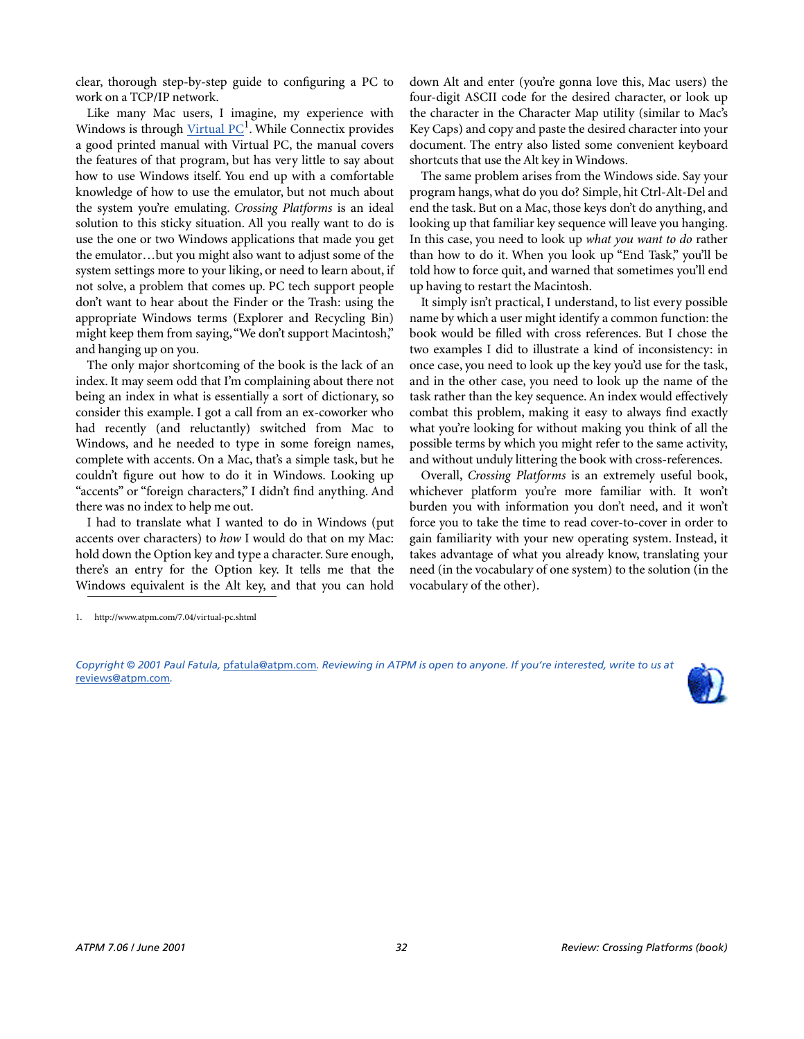clear, thorough step-by-step guide to configuring a PC to work on a TCP/IP network.

Like many Mac users, I imagine, my experience with Windows is through Virtual PC[1]. While Connectix provides a good printed manual with Virtual PC, the manual covers the features of that program, but has very little to say about how to use Windows itself. You end up with a comfortable knowledge of how to use the emulator, but not much about the system you're emulating. *Crossing Platforms* is an ideal solution to this sticky situation. All you really want to do is use the one or two Windows applications that made you get the emulator…but you might also want to adjust some of the system settings more to your liking, or need to learn about, if not solve, a problem that comes up. PC tech support people don't want to hear about the Finder or the Trash: using the appropriate Windows terms (Explorer and Recycling Bin) might keep them from saying, "We don't support Macintosh," and hanging up on you.

The only major shortcoming of the book is the lack of an index. It may seem odd that I'm complaining about there not being an index in what is essentially a sort of dictionary, so consider this example. I got a call from an ex-coworker who had recently (and reluctantly) switched from Mac to Windows, and he needed to type in some foreign names, complete with accents. On a Mac, that's a simple task, but he couldn't figure out how to do it in Windows. Looking up "accents" or "foreign characters," I didn't find anything. And there was no index to help me out.

I had to translate what I wanted to do in Windows (put accents over characters) to *how* I would do that on my Mac: hold down the Option key and type a character. Sure enough, there's an entry for the Option key. It tells me that the Windows equivalent is the Alt key, and that you can hold down Alt and enter (you're gonna love this, Mac users) the four-digit ASCII code for the desired character, or look up the character in the Character Map utility (similar to Mac's Key Caps) and copy and paste the desired character into your document. The entry also listed some convenient keyboard shortcuts that use the Alt key in Windows.

The same problem arises from the Windows side. Say your program hangs, what do you do? Simple, hit Ctrl-Alt-Del and end the task. But on a Mac, those keys don't do anything, and looking up that familiar key sequence will leave you hanging. In this case, you need to look up *what you want to do* rather than how to do it. When you look up "End Task," you'll be told how to force quit, and warned that sometimes you'll end up having to restart the Macintosh.

It simply isn't practical, I understand, to list every possible name by which a user might identify a common function: the book would be filled with cross references. But I chose the two examples I did to illustrate a kind of inconsistency: in once case, you need to look up the key you'd use for the task, and in the other case, you need to look up the name of the task rather than the key sequence. An index would effectively combat this problem, making it easy to always find exactly what you're looking for without making you think of all the possible terms by which you might refer to the same activity, and without unduly littering the book with cross-references.

Overall, *Crossing Platforms* is an extremely useful book, whichever platform you're more familiar with. It won't burden you with information you don't need, and it won't force you to take the time to read cover-to-cover in order to gain familiarity with your new operating system. Instead, it takes advantage of what you already know, translating your need (in the vocabulary of one system) to the solution (in the vocabulary of the other).

1. http://www.atpm.com/7.04/virtual-pc.shtml

*Copyright © 2001 Paul Fatula, pfatula@atpm.com. Reviewing in ATPM is open to anyone. If you're interested, write to us at reviews@atpm.com.*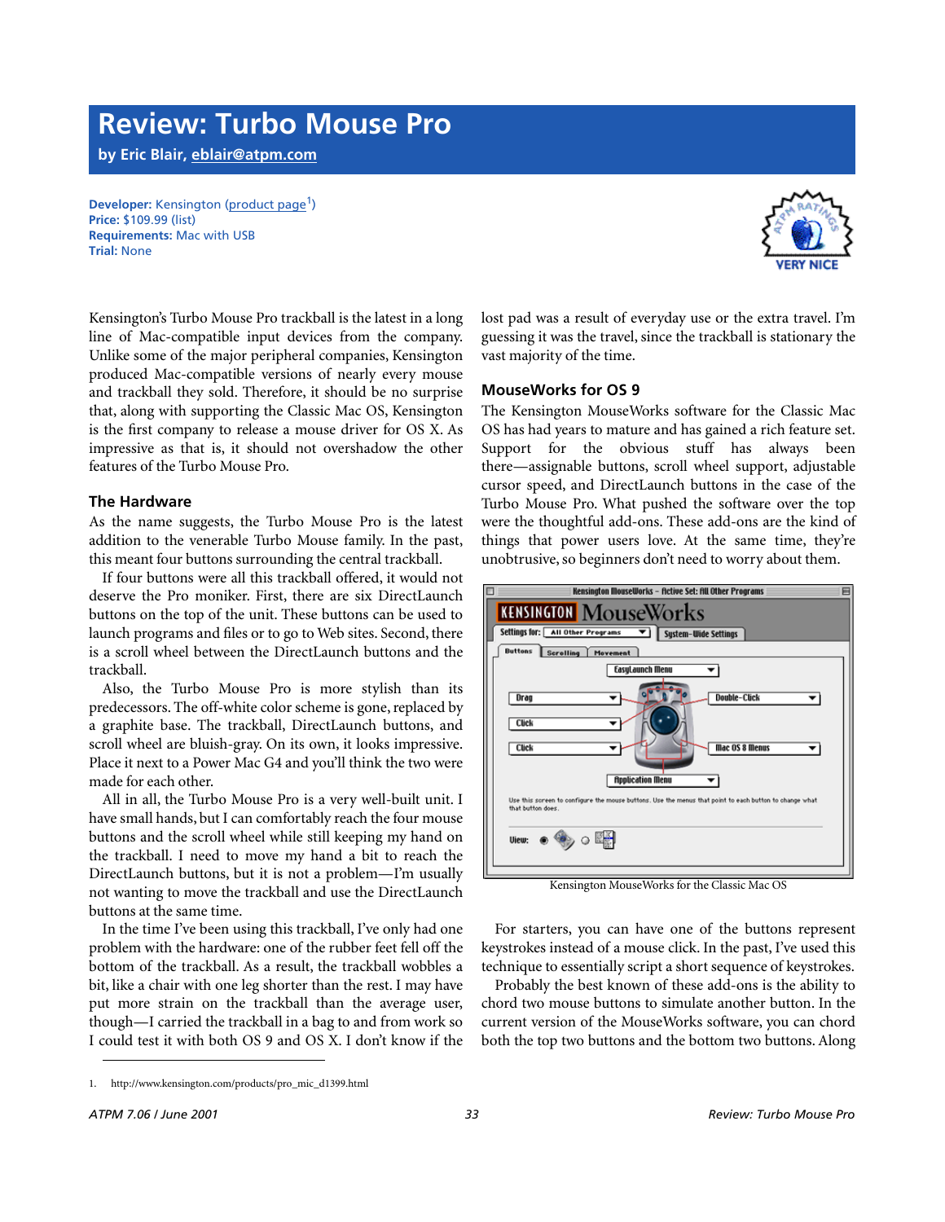# Review: Turbo Mouse Pro

**by Eric Blair, eblair@atpm.com**

**Developer:** Kensington (product page[1])
**Price:** $109.99 (list)
**Requirements:** Mac with USB
**Trial:** None

VERY NICE

Kensington's Turbo Mouse Pro trackball is the latest in a long line of Mac-compatible input devices from the company. Unlike some of the major peripheral companies, Kensington produced Mac-compatible versions of nearly every mouse and trackball they sold. Therefore, it should be no surprise that, along with supporting the Classic Mac OS, Kensington is the first company to release a mouse driver for OS X. As impressive as that is, it should not overshadow the other features of the Turbo Mouse Pro.

### The Hardware

As the name suggests, the Turbo Mouse Pro is the latest addition to the venerable Turbo Mouse family. In the past, this meant four buttons surrounding the central trackball.

If four buttons were all this trackball offered, it would not deserve the Pro moniker. First, there are six DirectLaunch buttons on the top of the unit. These buttons can be used to launch programs and files or to go to Web sites. Second, there is a scroll wheel between the DirectLaunch buttons and the trackball.

Also, the Turbo Mouse Pro is more stylish than its predecessors. The off-white color scheme is gone, replaced by a graphite base. The trackball, DirectLaunch buttons, and scroll wheel are bluish-gray. On its own, it looks impressive. Place it next to a Power Mac G4 and you'll think the two were made for each other.

All in all, the Turbo Mouse Pro is a very well-built unit. I have small hands, but I can comfortably reach the four mouse buttons and the scroll wheel while still keeping my hand on the trackball. I need to move my hand a bit to reach the DirectLaunch buttons, but it is not a problem—I'm usually not wanting to move the trackball and use the DirectLaunch buttons at the same time.

In the time I've been using this trackball, I've only had one problem with the hardware: one of the rubber feet fell off the bottom of the trackball. As a result, the trackball wobbles a bit, like a chair with one leg shorter than the rest. I may have put more strain on the trackball than the average user, though—I carried the trackball in a bag to and from work so I could test it with both OS 9 and OS X. I don't know if the lost pad was a result of everyday use or the extra travel. I'm guessing it was the travel, since the trackball is stationary the vast majority of the time.

### MouseWorks for OS 9

The Kensington MouseWorks software for the Classic Mac OS has had years to mature and has gained a rich feature set. Support for the obvious stuff has always been there—assignable buttons, scroll wheel support, adjustable cursor speed, and DirectLaunch buttons in the case of the Turbo Mouse Pro. What pushed the software over the top were the thoughtful add-ons. These add-ons are the kind of things that power users love. At the same time, they're unobtrusive, so beginners don't need to worry about them.

Kensington MouseWorks for the Classic Mac OS

For starters, you can have one of the buttons represent keystrokes instead of a mouse click. In the past, I've used this technique to essentially script a short sequence of keystrokes.

Probably the best known of these add-ons is the ability to chord two mouse buttons to simulate another button. In the current version of the MouseWorks software, you can chord both the top two buttons and the bottom two buttons. Along

1. http://www.kensington.com/products/pro_mic_d1399.html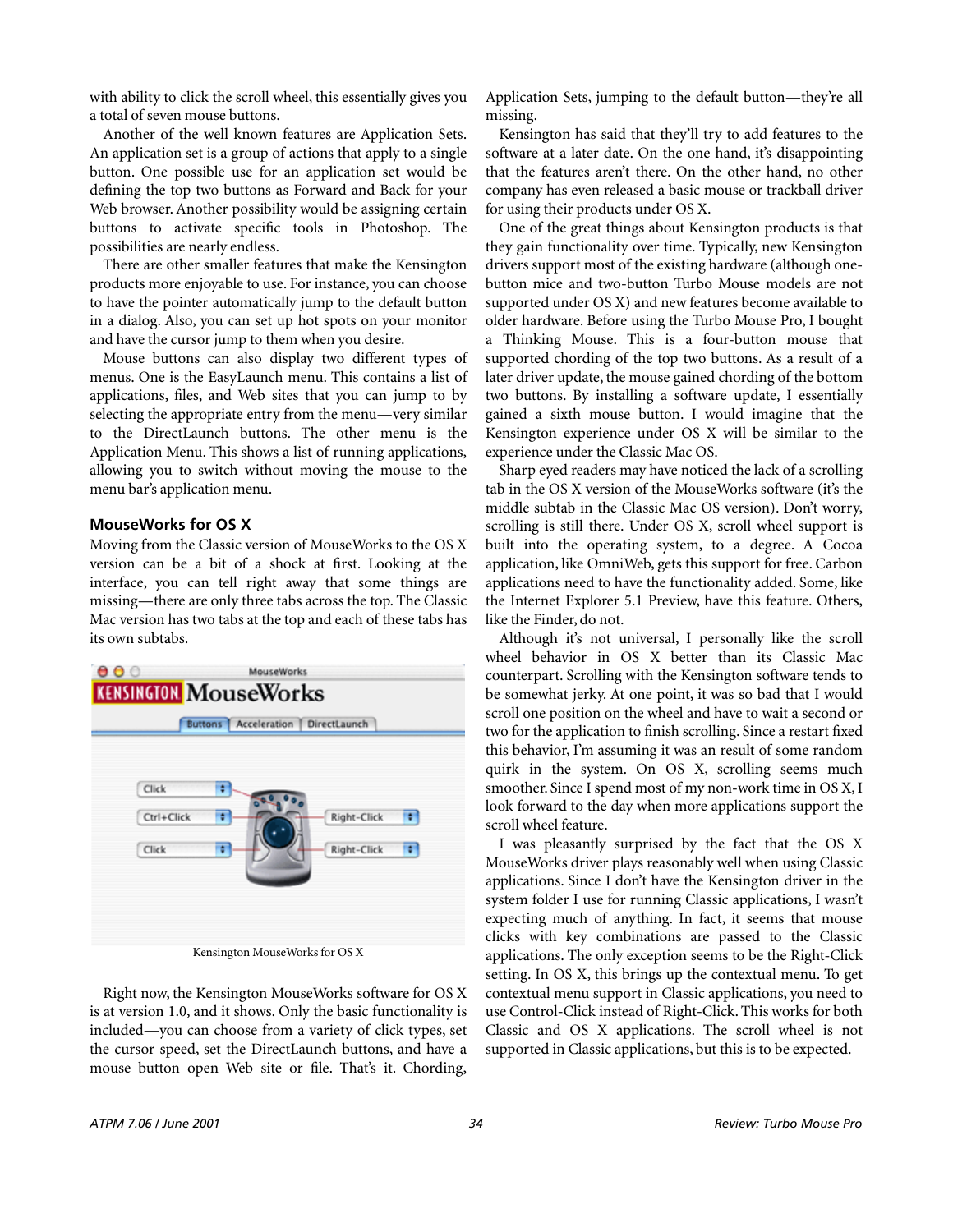with ability to click the scroll wheel, this essentially gives you a total of seven mouse buttons.

Another of the well known features are Application Sets. An application set is a group of actions that apply to a single button. One possible use for an application set would be defining the top two buttons as Forward and Back for your Web browser. Another possibility would be assigning certain buttons to activate specific tools in Photoshop. The possibilities are nearly endless.

There are other smaller features that make the Kensington products more enjoyable to use. For instance, you can choose to have the pointer automatically jump to the default button in a dialog. Also, you can set up hot spots on your monitor and have the cursor jump to them when you desire.

Mouse buttons can also display two different types of menus. One is the EasyLaunch menu. This contains a list of applications, files, and Web sites that you can jump to by selecting the appropriate entry from the menu—very similar to the DirectLaunch buttons. The other menu is the Application Menu. This shows a list of running applications, allowing you to switch without moving the mouse to the menu bar's application menu.

### MouseWorks for OS X

Moving from the Classic version of MouseWorks to the OS X version can be a bit of a shock at first. Looking at the interface, you can tell right away that some things are missing—there are only three tabs across the top. The Classic Mac version has two tabs at the top and each of these tabs has its own subtabs.

Kensington MouseWorks for OS X

Right now, the Kensington MouseWorks software for OS X is at version 1.0, and it shows. Only the basic functionality is included—you can choose from a variety of click types, set the cursor speed, set the DirectLaunch buttons, and have a mouse button open Web site or file. That's it. Chording, Application Sets, jumping to the default button—they're all missing.

Kensington has said that they'll try to add features to the software at a later date. On the one hand, it's disappointing that the features aren't there. On the other hand, no other company has even released a basic mouse or trackball driver for using their products under OS X.

One of the great things about Kensington products is that they gain functionality over time. Typically, new Kensington drivers support most of the existing hardware (although one-button mice and two-button Turbo Mouse models are not supported under OS X) and new features become available to older hardware. Before using the Turbo Mouse Pro, I bought a Thinking Mouse. This is a four-button mouse that supported chording of the top two buttons. As a result of a later driver update, the mouse gained chording of the bottom two buttons. By installing a software update, I essentially gained a sixth mouse button. I would imagine that the Kensington experience under OS X will be similar to the experience under the Classic Mac OS.

Sharp eyed readers may have noticed the lack of a scrolling tab in the OS X version of the MouseWorks software (it's the middle subtab in the Classic Mac OS version). Don't worry, scrolling is still there. Under OS X, scroll wheel support is built into the operating system, to a degree. A Cocoa application, like OmniWeb, gets this support for free. Carbon applications need to have the functionality added. Some, like the Internet Explorer 5.1 Preview, have this feature. Others, like the Finder, do not.

Although it's not universal, I personally like the scroll wheel behavior in OS X better than its Classic Mac counterpart. Scrolling with the Kensington software tends to be somewhat jerky. At one point, it was so bad that I would scroll one position on the wheel and have to wait a second or two for the application to finish scrolling. Since a restart fixed this behavior, I'm assuming it was a result of some random quirk in the system. On OS X, scrolling seems much smoother. Since I spend most of my non-work time in OS X, I look forward to the day when more applications support the scroll wheel feature.

I was pleasantly surprised by the fact that the OS X MouseWorks driver plays reasonably well when using Classic applications. Since I don't have the Kensington driver in the system folder I use for running Classic applications, I wasn't expecting much of anything. In fact, it seems that mouse clicks with key combinations are passed to the Classic applications. The only exception seems to be the Right-Click setting. In OS X, this brings up the contextual menu. To get contextual menu support in Classic applications, you need to use Control-Click instead of Right-Click. This works for both Classic and OS X applications. The scroll wheel is not supported in Classic applications, but this is to be expected.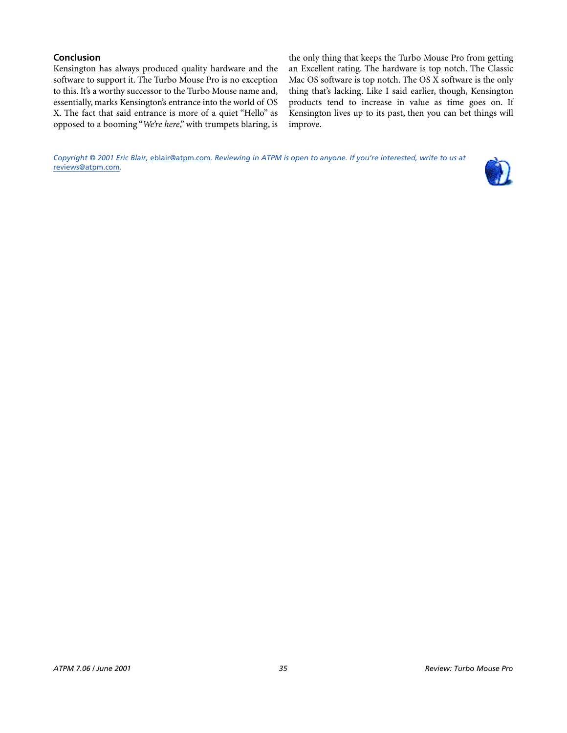### Conclusion

Kensington has always produced quality hardware and the software to support it. The Turbo Mouse Pro is no exception to this. It's a worthy successor to the Turbo Mouse name and, essentially, marks Kensington's entrance into the world of OS X. The fact that said entrance is more of a quiet "Hello" as opposed to a booming "*We're here*," with trumpets blaring, is the only thing that keeps the Turbo Mouse Pro from getting an Excellent rating. The hardware is top notch. The Classic Mac OS software is top notch. The OS X software is the only thing that's lacking. Like I said earlier, though, Kensington products tend to increase in value as time goes on. If Kensington lives up to its past, then you can bet things will improve.

*Copyright © 2001 Eric Blair, eblair@atpm.com. Reviewing in ATPM is open to anyone. If you're interested, write to us at reviews@atpm.com.*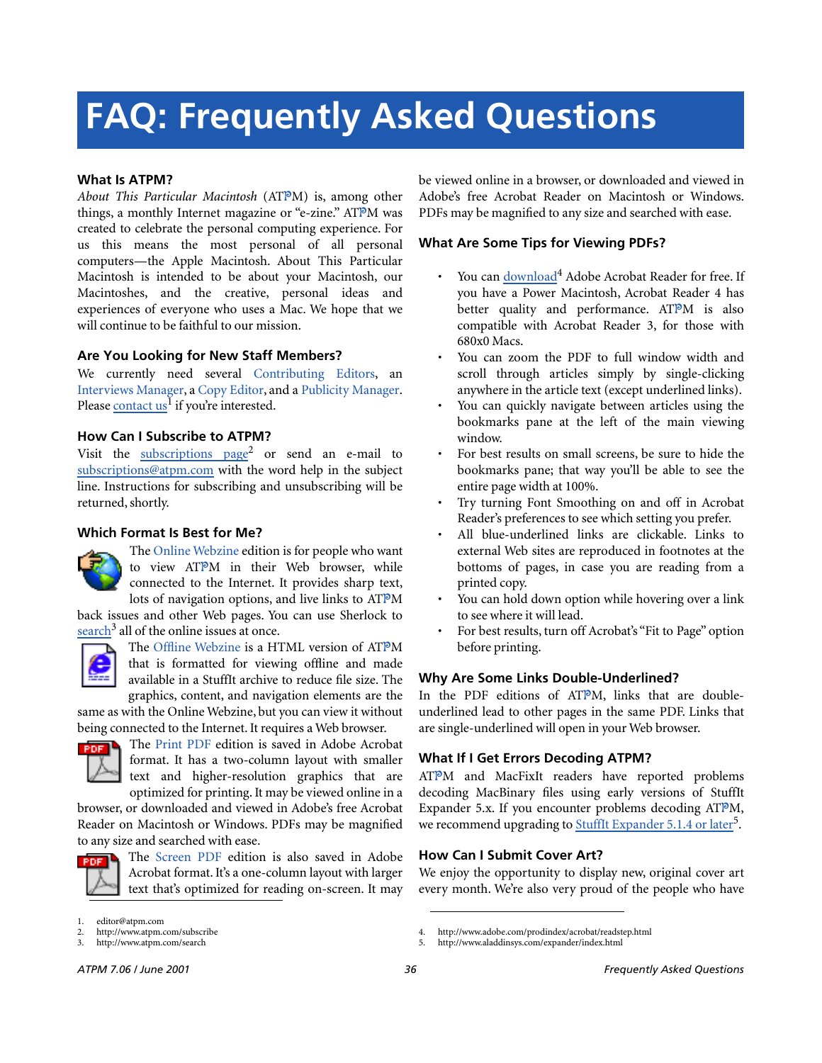# FAQ: Frequently Asked Questions

### What Is ATPM?

*About This Particular Macintosh* (ATPM) is, among other things, a monthly Internet magazine or "e-zine." ATPM was created to celebrate the personal computing experience. For us this means the most personal of all personal computers—the Apple Macintosh. About This Particular Macintosh is intended to be about your Macintosh, our Macintoshes, and the creative, personal ideas and experiences of everyone who uses a Mac. We hope that we will continue to be faithful to our mission.

### Are You Looking for New Staff Members?

We currently need several Contributing Editors, an Interviews Manager, a Copy Editor, and a Publicity Manager. Please contact us[1] if you're interested.

### How Can I Subscribe to ATPM?

Visit the subscriptions page[2] or send an e-mail to subscriptions@atpm.com with the word help in the subject line. Instructions for subscribing and unsubscribing will be returned, shortly.

### Which Format Is Best for Me?

The Online Webzine edition is for people who want to view ATPM in their Web browser, while connected to the Internet. It provides sharp text, lots of navigation options, and live links to ATPM back issues and other Web pages. You can use Sherlock to search[3] all of the online issues at once.

The Offline Webzine is a HTML version of ATPM that is formatted for viewing offline and made available in a StuffIt archive to reduce file size. The graphics, content, and navigation elements are the same as with the Online Webzine, but you can view it without being connected to the Internet. It requires a Web browser.

The Print PDF edition is saved in Adobe Acrobat format. It has a two-column layout with smaller text and higher-resolution graphics that are optimized for printing. It may be viewed online in a browser, or downloaded and viewed in Adobe's free Acrobat Reader on Macintosh or Windows. PDFs may be magnified to any size and searched with ease.

The Screen PDF edition is also saved in Adobe Acrobat format. It's a one-column layout with larger text that's optimized for reading on-screen. It may be viewed online in a browser, or downloaded and viewed in Adobe's free Acrobat Reader on Macintosh or Windows. PDFs may be magnified to any size and searched with ease.

### What Are Some Tips for Viewing PDFs?

- You can download[4] Adobe Acrobat Reader for free. If you have a Power Macintosh, Acrobat Reader 4 has better quality and performance. ATPM is also compatible with Acrobat Reader 3, for those with 680x0 Macs.
- You can zoom the PDF to full window width and scroll through articles simply by single-clicking anywhere in the article text (except underlined links).
- You can quickly navigate between articles using the bookmarks pane at the left of the main viewing window.
- For best results on small screens, be sure to hide the bookmarks pane; that way you'll be able to see the entire page width at 100%.
- Try turning Font Smoothing on and off in Acrobat Reader's preferences to see which setting you prefer.
- All blue-underlined links are clickable. Links to external Web sites are reproduced in footnotes at the bottoms of pages, in case you are reading from a printed copy.
- You can hold down option while hovering over a link to see where it will lead.
- For best results, turn off Acrobat's "Fit to Page" option before printing.

### Why Are Some Links Double-Underlined?

In the PDF editions of ATPM, links that are double-underlined lead to other pages in the same PDF. Links that are single-underlined will open in your Web browser.

### What If I Get Errors Decoding ATPM?

ATPM and MacFixIt readers have reported problems decoding MacBinary files using early versions of StuffIt Expander 5.x. If you encounter problems decoding ATPM, we recommend upgrading to StuffIt Expander 5.1.4 or later[5].

### How Can I Submit Cover Art?

We enjoy the opportunity to display new, original cover art every month. We're also very proud of the people who have

1. editor@atpm.com
2. http://www.atpm.com/subscribe
3. http://www.atpm.com/search
4. http://www.adobe.com/prodindex/acrobat/readstep.html
5. http://www.aladdinsys.com/expander/index.html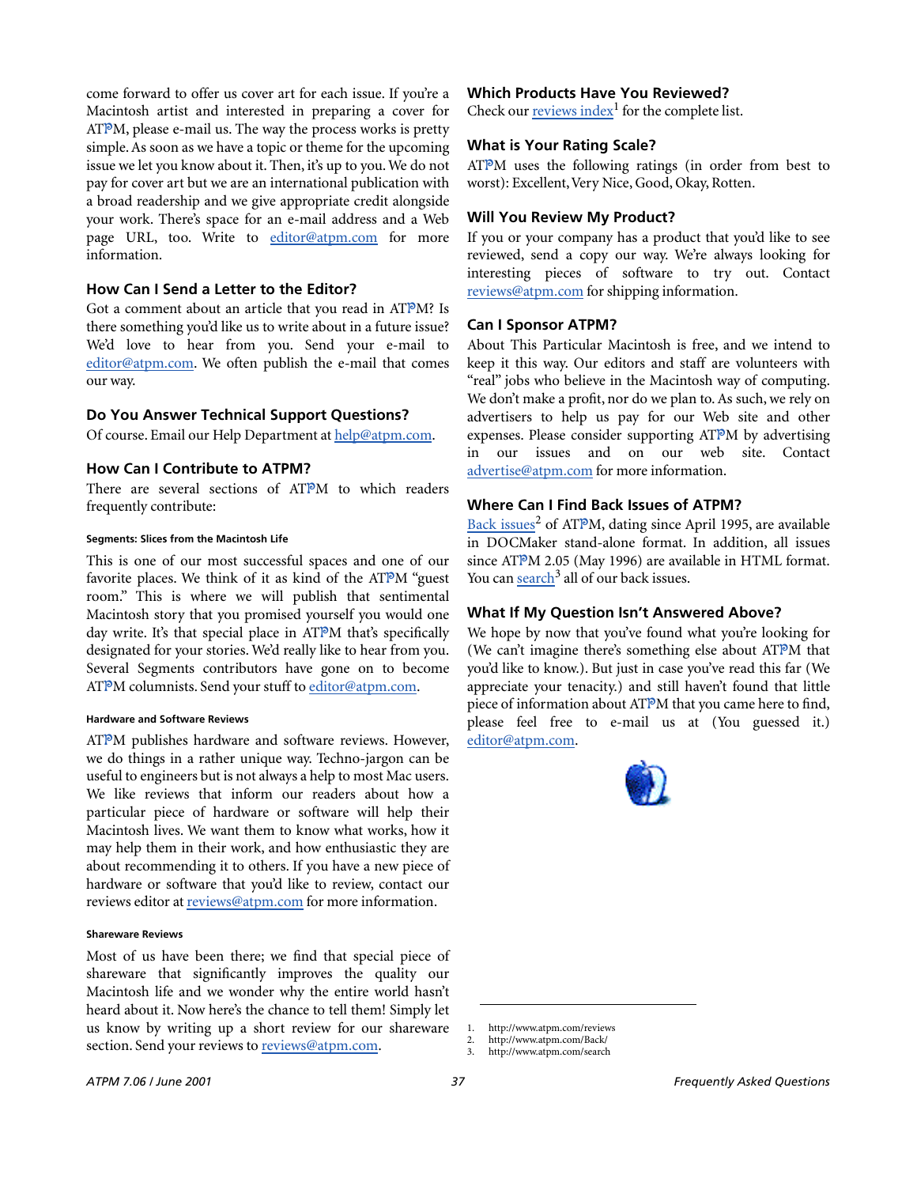come forward to offer us cover art for each issue. If you're a Macintosh artist and interested in preparing a cover for ATPM, please e-mail us. The way the process works is pretty simple. As soon as we have a topic or theme for the upcoming issue we let you know about it. Then, it's up to you. We do not pay for cover art but we are an international publication with a broad readership and we give appropriate credit alongside your work. There's space for an e-mail address and a Web page URL, too. Write to editor@atpm.com for more information.

### How Can I Send a Letter to the Editor?

Got a comment about an article that you read in ATPM? Is there something you'd like us to write about in a future issue? We'd love to hear from you. Send your e-mail to editor@atpm.com. We often publish the e-mail that comes our way.

### Do You Answer Technical Support Questions?

Of course. Email our Help Department at help@atpm.com.

### How Can I Contribute to ATPM?

There are several sections of ATPM to which readers frequently contribute:

#### Segments: Slices from the Macintosh Life

This is one of our most successful spaces and one of our favorite places. We think of it as kind of the ATPM "guest room." This is where we will publish that sentimental Macintosh story that you promised yourself you would one day write. It's that special place in ATPM that's specifically designated for your stories. We'd really like to hear from you. Several Segments contributors have gone on to become ATPM columnists. Send your stuff to editor@atpm.com.

#### Hardware and Software Reviews

ATPM publishes hardware and software reviews. However, we do things in a rather unique way. Techno-jargon can be useful to engineers but is not always a help to most Mac users. We like reviews that inform our readers about how a particular piece of hardware or software will help their Macintosh lives. We want them to know what works, how it may help them in their work, and how enthusiastic they are about recommending it to others. If you have a new piece of hardware or software that you'd like to review, contact our reviews editor at reviews@atpm.com for more information.

#### Shareware Reviews

Most of us have been there; we find that special piece of shareware that significantly improves the quality our Macintosh life and we wonder why the entire world hasn't heard about it. Now here's the chance to tell them! Simply let us know by writing up a short review for our shareware section. Send your reviews to reviews@atpm.com.

### Which Products Have You Reviewed?

Check our reviews index[1] for the complete list.

### What is Your Rating Scale?

ATPM uses the following ratings (in order from best to worst): Excellent, Very Nice, Good, Okay, Rotten.

### Will You Review My Product?

If you or your company has a product that you'd like to see reviewed, send a copy our way. We're always looking for interesting pieces of software to try out. Contact reviews@atpm.com for shipping information.

### Can I Sponsor ATPM?

About This Particular Macintosh is free, and we intend to keep it this way. Our editors and staff are volunteers with "real" jobs who believe in the Macintosh way of computing. We don't make a profit, nor do we plan to. As such, we rely on advertisers to help us pay for our Web site and other expenses. Please consider supporting ATPM by advertising in our issues and on our web site. Contact advertise@atpm.com for more information.

### Where Can I Find Back Issues of ATPM?

Back issues[2] of ATPM, dating since April 1995, are available in DOCMaker stand-alone format. In addition, all issues since ATPM 2.05 (May 1996) are available in HTML format. You can search[3] all of our back issues.

### What If My Question Isn't Answered Above?

We hope by now that you've found what you're looking for (We can't imagine there's something else about ATPM that you'd like to know.). But just in case you've read this far (We appreciate your tenacity.) and still haven't found that little piece of information about ATPM that you came here to find, please feel free to e-mail us at (You guessed it.) editor@atpm.com.

1. http://www.atpm.com/reviews
2. http://www.atpm.com/Back/
3. http://www.atpm.com/search